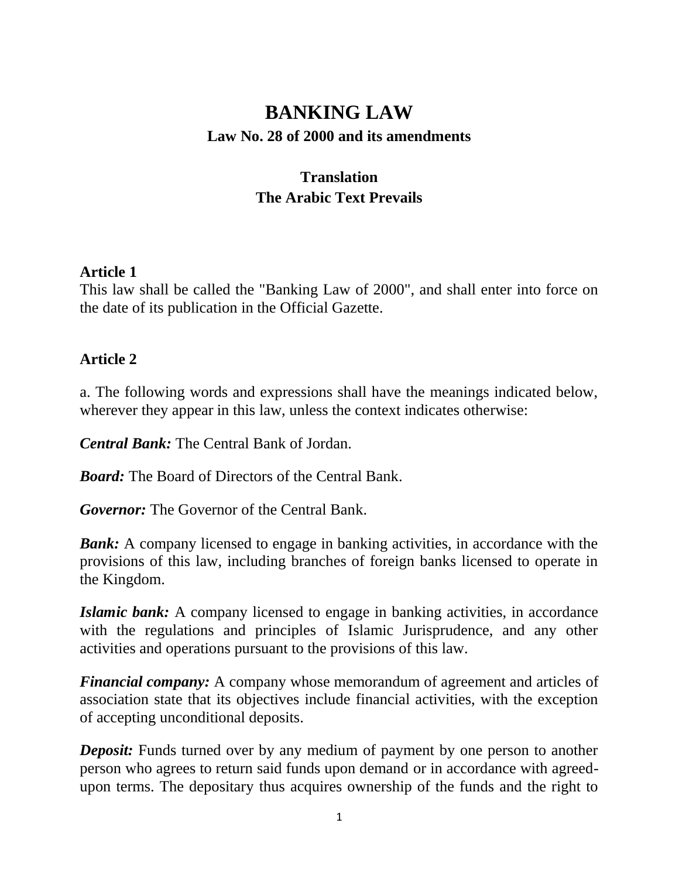# BANKING LAW

**Law No. 28 of 2000 and its amendments**

**Translation**
**The Arabic Text Prevails**

**Article 1**

This law shall be called the "Banking Law of 2000", and shall enter into force on the date of its publication in the Official Gazette.

**Article 2**

a. The following words and expressions shall have the meanings indicated below, wherever they appear in this law, unless the context indicates otherwise:

***Central Bank:*** The Central Bank of Jordan.

***Board:*** The Board of Directors of the Central Bank.

***Governor:*** The Governor of the Central Bank.

***Bank:*** A company licensed to engage in banking activities, in accordance with the provisions of this law, including branches of foreign banks licensed to operate in the Kingdom.

***Islamic bank:*** A company licensed to engage in banking activities, in accordance with the regulations and principles of Islamic Jurisprudence, and any other activities and operations pursuant to the provisions of this law.

***Financial company:*** A company whose memorandum of agreement and articles of association state that its objectives include financial activities, with the exception of accepting unconditional deposits.

***Deposit:*** Funds turned over by any medium of payment by one person to another person who agrees to return said funds upon demand or in accordance with agreed-upon terms. The depositary thus acquires ownership of the funds and the right to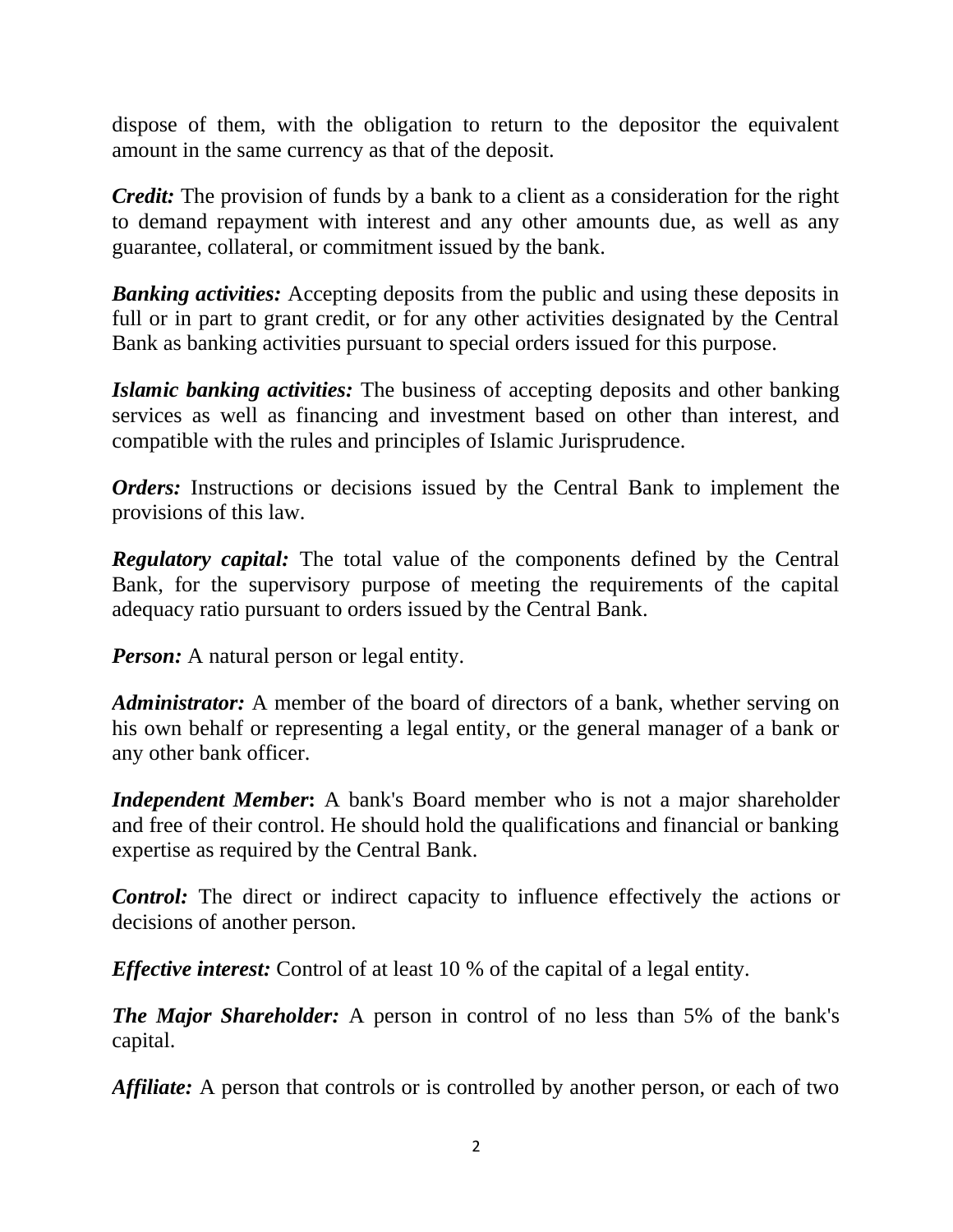dispose of them, with the obligation to return to the depositor the equivalent amount in the same currency as that of the deposit.

***Credit:*** The provision of funds by a bank to a client as a consideration for the right to demand repayment with interest and any other amounts due, as well as any guarantee, collateral, or commitment issued by the bank.

***Banking activities:*** Accepting deposits from the public and using these deposits in full or in part to grant credit, or for any other activities designated by the Central Bank as banking activities pursuant to special orders issued for this purpose.

***Islamic banking activities:*** The business of accepting deposits and other banking services as well as financing and investment based on other than interest, and compatible with the rules and principles of Islamic Jurisprudence.

***Orders:*** Instructions or decisions issued by the Central Bank to implement the provisions of this law.

***Regulatory capital:*** The total value of the components defined by the Central Bank, for the supervisory purpose of meeting the requirements of the capital adequacy ratio pursuant to orders issued by the Central Bank.

***Person:*** A natural person or legal entity.

***Administrator:*** A member of the board of directors of a bank, whether serving on his own behalf or representing a legal entity, or the general manager of a bank or any other bank officer.

***Independent Member*:** A bank's Board member who is not a major shareholder and free of their control. He should hold the qualifications and financial or banking expertise as required by the Central Bank.

***Control:*** The direct or indirect capacity to influence effectively the actions or decisions of another person.

***Effective interest:*** Control of at least 10 % of the capital of a legal entity.

***The Major Shareholder:*** A person in control of no less than 5% of the bank's capital.

***Affiliate:*** A person that controls or is controlled by another person, or each of two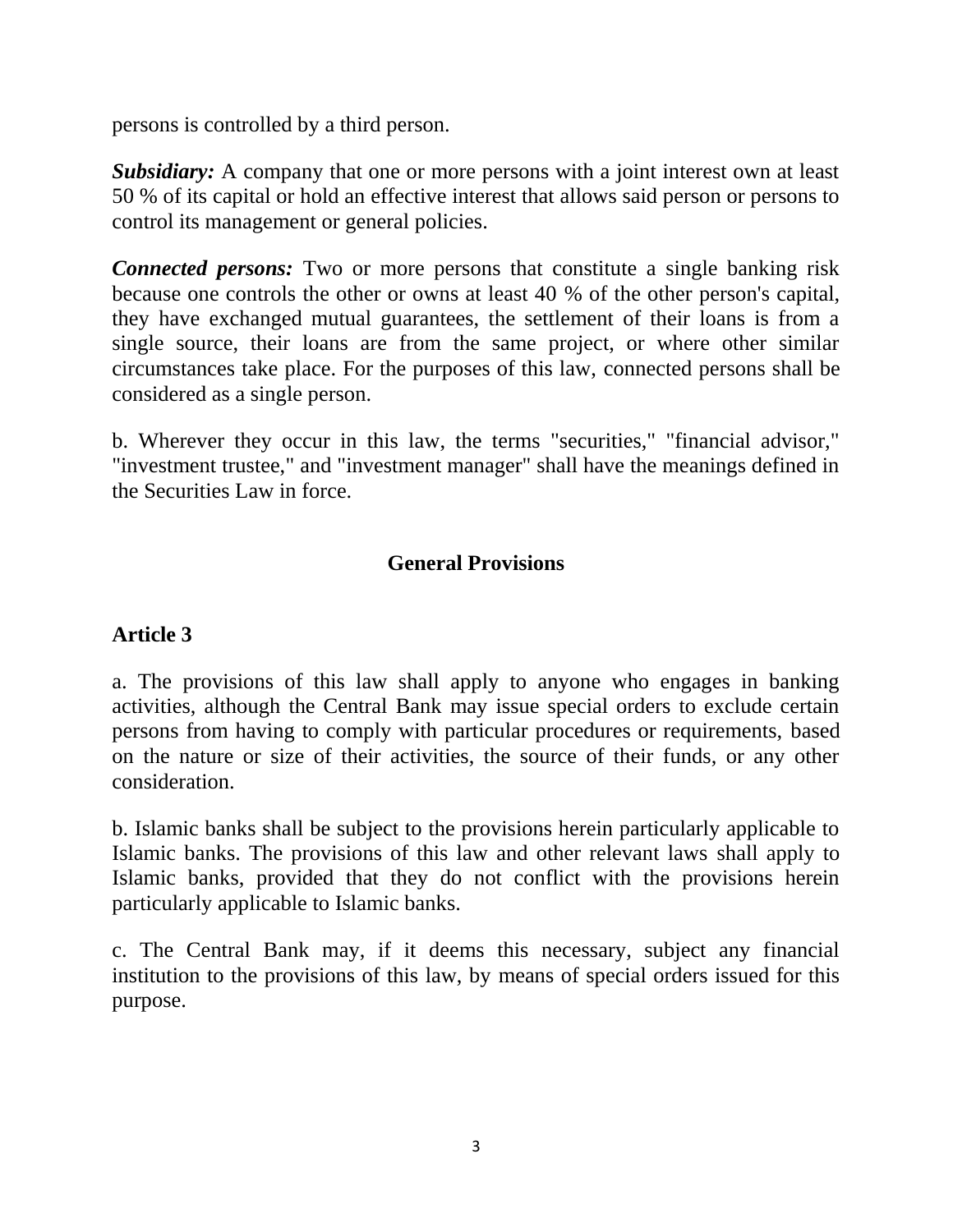persons is controlled by a third person.

***Subsidiary:*** A company that one or more persons with a joint interest own at least 50 % of its capital or hold an effective interest that allows said person or persons to control its management or general policies.

***Connected persons:*** Two or more persons that constitute a single banking risk because one controls the other or owns at least 40 % of the other person's capital, they have exchanged mutual guarantees, the settlement of their loans is from a single source, their loans are from the same project, or where other similar circumstances take place. For the purposes of this law, connected persons shall be considered as a single person.

b. Wherever they occur in this law, the terms "securities," "financial advisor," "investment trustee," and "investment manager" shall have the meanings defined in the Securities Law in force.

## General Provisions

### Article 3

a. The provisions of this law shall apply to anyone who engages in banking activities, although the Central Bank may issue special orders to exclude certain persons from having to comply with particular procedures or requirements, based on the nature or size of their activities, the source of their funds, or any other consideration.

b. Islamic banks shall be subject to the provisions herein particularly applicable to Islamic banks. The provisions of this law and other relevant laws shall apply to Islamic banks, provided that they do not conflict with the provisions herein particularly applicable to Islamic banks.

c. The Central Bank may, if it deems this necessary, subject any financial institution to the provisions of this law, by means of special orders issued for this purpose.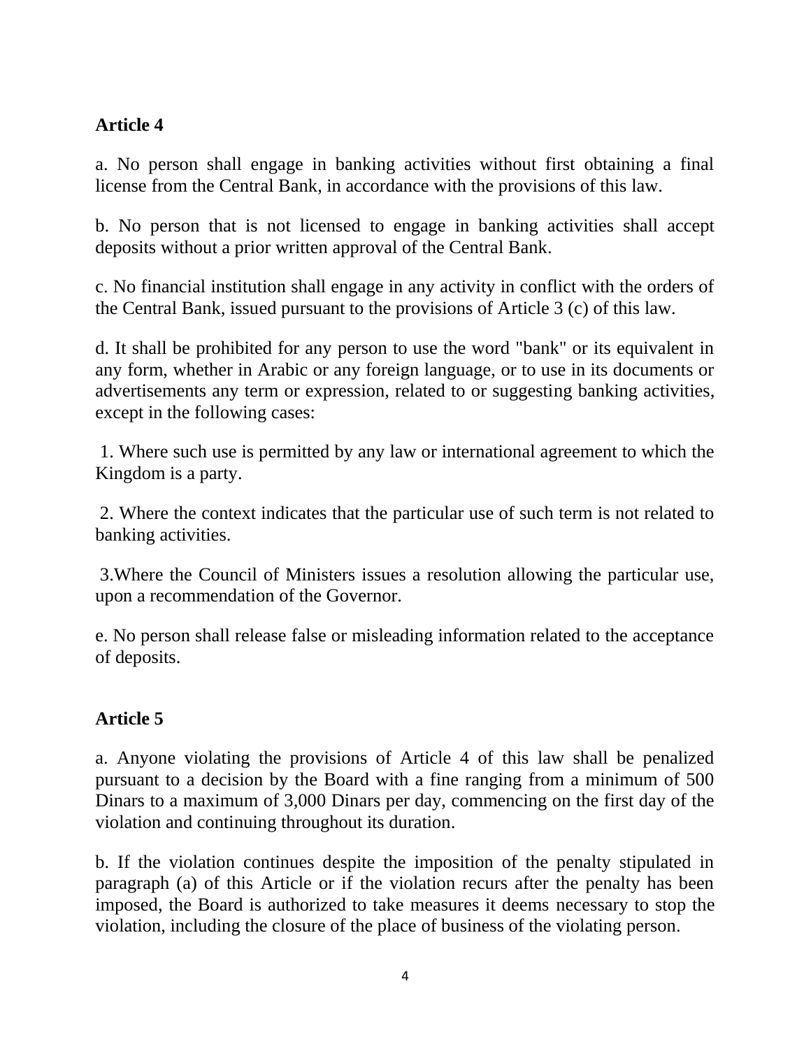## Article 4

a. No person shall engage in banking activities without first obtaining a final license from the Central Bank, in accordance with the provisions of this law.

b. No person that is not licensed to engage in banking activities shall accept deposits without a prior written approval of the Central Bank.

c. No financial institution shall engage in any activity in conflict with the orders of the Central Bank, issued pursuant to the provisions of Article 3 (c) of this law.

d. It shall be prohibited for any person to use the word "bank" or its equivalent in any form, whether in Arabic or any foreign language, or to use in its documents or advertisements any term or expression, related to or suggesting banking activities, except in the following cases:

1. Where such use is permitted by any law or international agreement to which the Kingdom is a party.

2. Where the context indicates that the particular use of such term is not related to banking activities.

3. Where the Council of Ministers issues a resolution allowing the particular use, upon a recommendation of the Governor.

e. No person shall release false or misleading information related to the acceptance of deposits.

## Article 5

a. Anyone violating the provisions of Article 4 of this law shall be penalized pursuant to a decision by the Board with a fine ranging from a minimum of 500 Dinars to a maximum of 3,000 Dinars per day, commencing on the first day of the violation and continuing throughout its duration.

b. If the violation continues despite the imposition of the penalty stipulated in paragraph (a) of this Article or if the violation recurs after the penalty has been imposed, the Board is authorized to take measures it deems necessary to stop the violation, including the closure of the place of business of the violating person.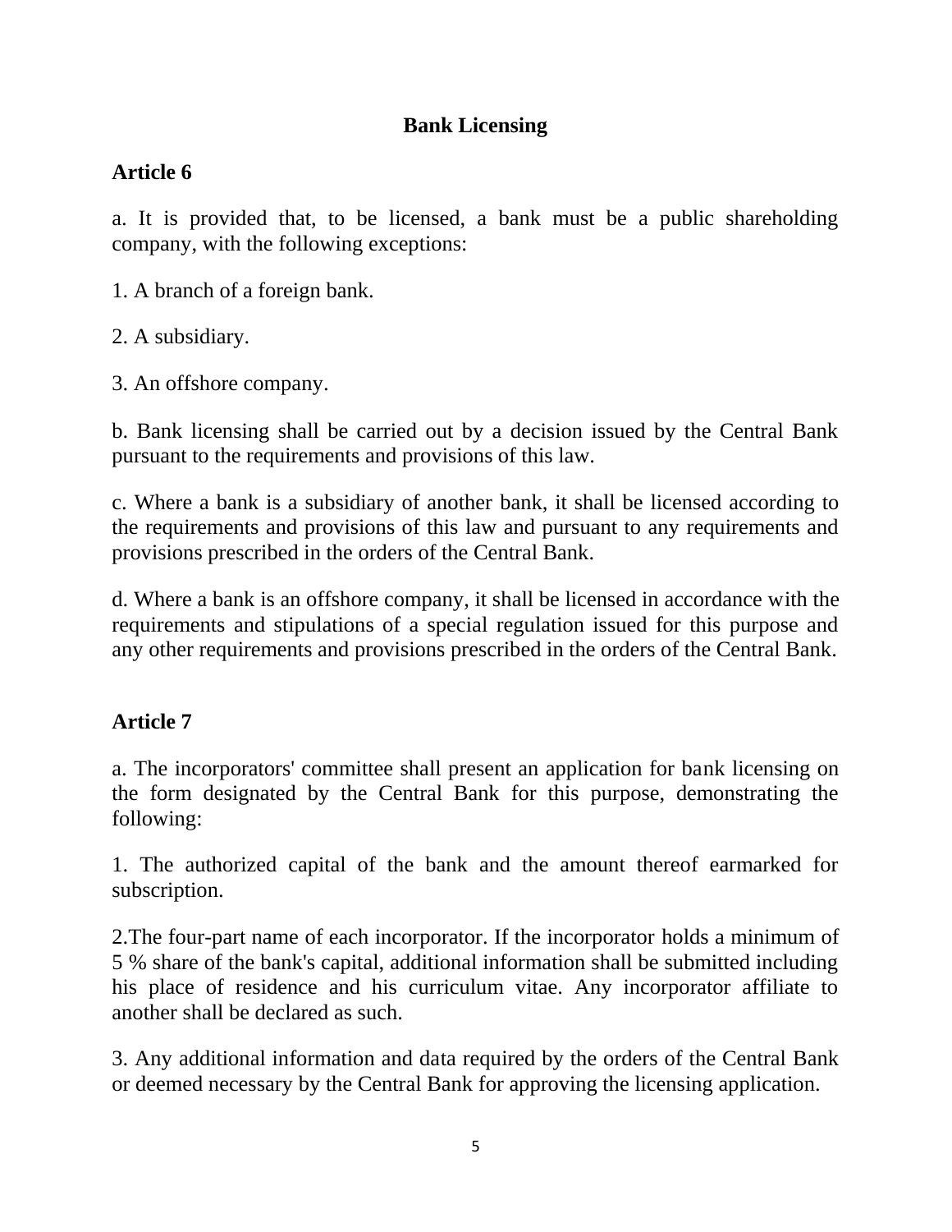## Bank Licensing

### Article 6

a. It is provided that, to be licensed, a bank must be a public shareholding company, with the following exceptions:

1. A branch of a foreign bank.

2. A subsidiary.

3. An offshore company.

b. Bank licensing shall be carried out by a decision issued by the Central Bank pursuant to the requirements and provisions of this law.

c. Where a bank is a subsidiary of another bank, it shall be licensed according to the requirements and provisions of this law and pursuant to any requirements and provisions prescribed in the orders of the Central Bank.

d. Where a bank is an offshore company, it shall be licensed in accordance with the requirements and stipulations of a special regulation issued for this purpose and any other requirements and provisions prescribed in the orders of the Central Bank.

### Article 7

a. The incorporators' committee shall present an application for bank licensing on the form designated by the Central Bank for this purpose, demonstrating the following:

1. The authorized capital of the bank and the amount thereof earmarked for subscription.

2.The four-part name of each incorporator. If the incorporator holds a minimum of 5 % share of the bank's capital, additional information shall be submitted including his place of residence and his curriculum vitae. Any incorporator affiliate to another shall be declared as such.

3. Any additional information and data required by the orders of the Central Bank or deemed necessary by the Central Bank for approving the licensing application.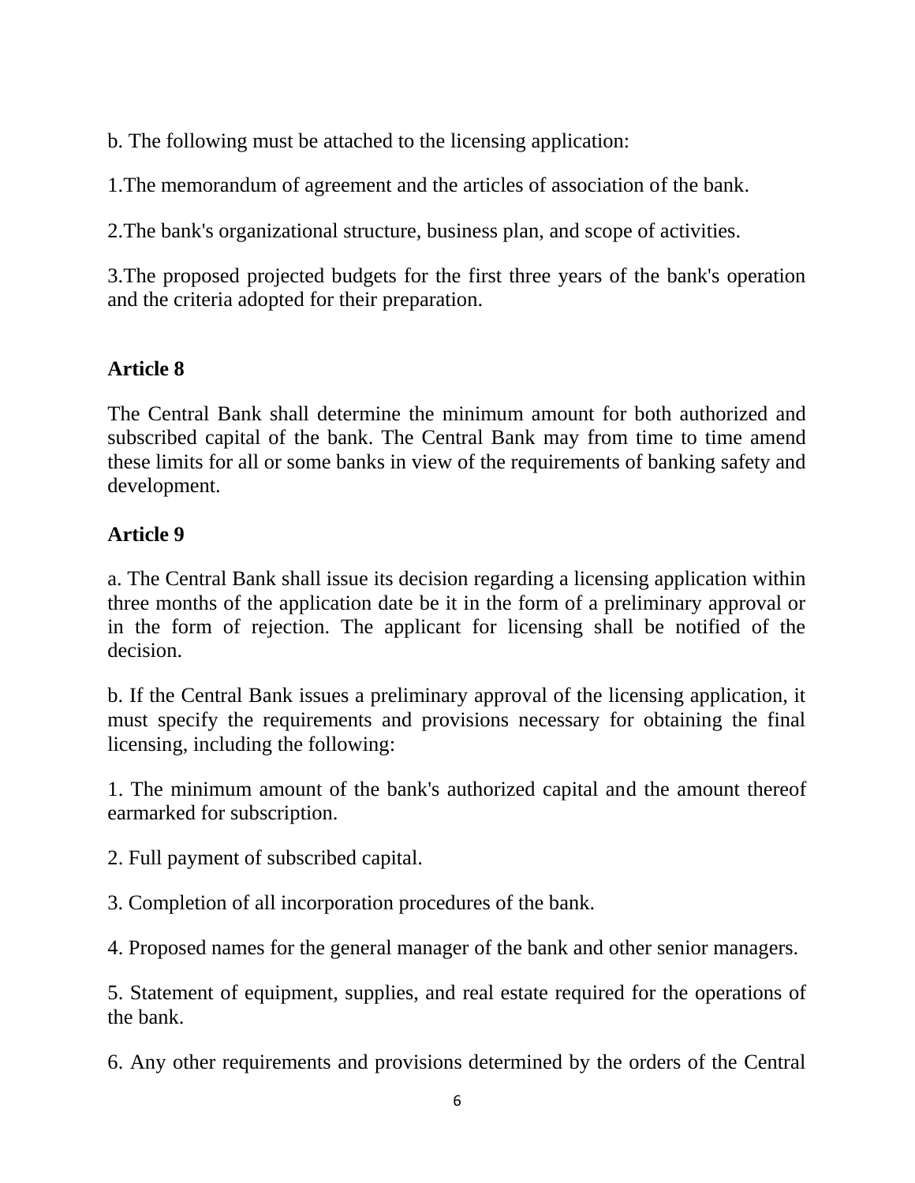b. The following must be attached to the licensing application:

1.The memorandum of agreement and the articles of association of the bank.

2.The bank's organizational structure, business plan, and scope of activities.

3.The proposed projected budgets for the first three years of the bank's operation and the criteria adopted for their preparation.

**Article 8**

The Central Bank shall determine the minimum amount for both authorized and subscribed capital of the bank. The Central Bank may from time to time amend these limits for all or some banks in view of the requirements of banking safety and development.

**Article 9**

a. The Central Bank shall issue its decision regarding a licensing application within three months of the application date be it in the form of a preliminary approval or in the form of rejection. The applicant for licensing shall be notified of the decision.

b. If the Central Bank issues a preliminary approval of the licensing application, it must specify the requirements and provisions necessary for obtaining the final licensing, including the following:

1. The minimum amount of the bank's authorized capital and the amount thereof earmarked for subscription.

2. Full payment of subscribed capital.

3. Completion of all incorporation procedures of the bank.

4. Proposed names for the general manager of the bank and other senior managers.

5. Statement of equipment, supplies, and real estate required for the operations of the bank.

6. Any other requirements and provisions determined by the orders of the Central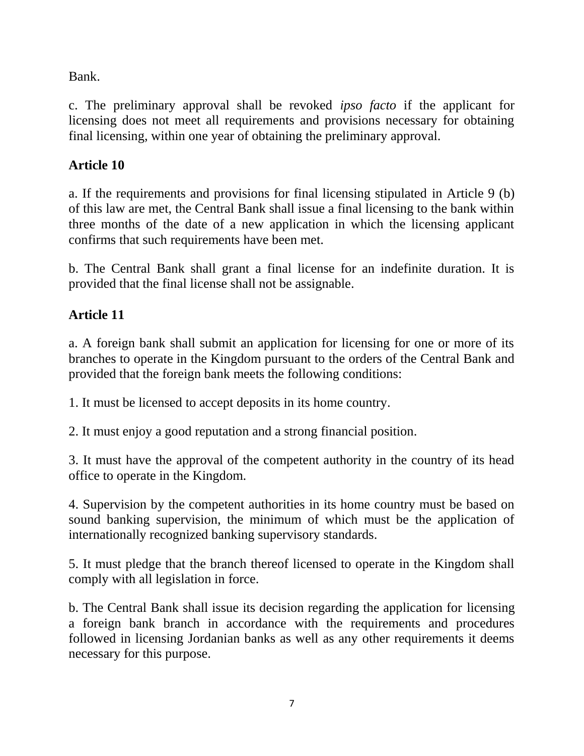Bank.

c. The preliminary approval shall be revoked *ipso facto* if the applicant for licensing does not meet all requirements and provisions necessary for obtaining final licensing, within one year of obtaining the preliminary approval.

**Article 10**

a. If the requirements and provisions for final licensing stipulated in Article 9 (b) of this law are met, the Central Bank shall issue a final licensing to the bank within three months of the date of a new application in which the licensing applicant confirms that such requirements have been met.

b. The Central Bank shall grant a final license for an indefinite duration. It is provided that the final license shall not be assignable.

**Article 11**

a. A foreign bank shall submit an application for licensing for one or more of its branches to operate in the Kingdom pursuant to the orders of the Central Bank and provided that the foreign bank meets the following conditions:

1. It must be licensed to accept deposits in its home country.

2. It must enjoy a good reputation and a strong financial position.

3. It must have the approval of the competent authority in the country of its head office to operate in the Kingdom.

4. Supervision by the competent authorities in its home country must be based on sound banking supervision, the minimum of which must be the application of internationally recognized banking supervisory standards.

5. It must pledge that the branch thereof licensed to operate in the Kingdom shall comply with all legislation in force.

b. The Central Bank shall issue its decision regarding the application for licensing a foreign bank branch in accordance with the requirements and procedures followed in licensing Jordanian banks as well as any other requirements it deems necessary for this purpose.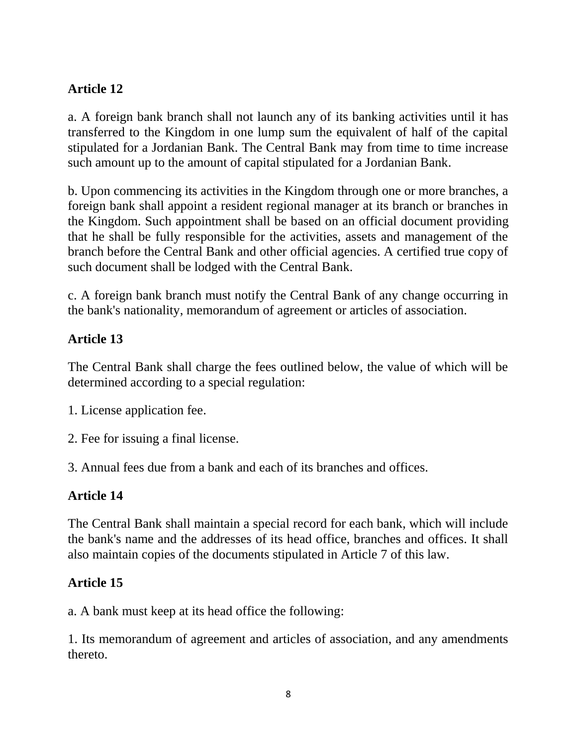**Article 12**

a. A foreign bank branch shall not launch any of its banking activities until it has transferred to the Kingdom in one lump sum the equivalent of half of the capital stipulated for a Jordanian Bank. The Central Bank may from time to time increase such amount up to the amount of capital stipulated for a Jordanian Bank.

b. Upon commencing its activities in the Kingdom through one or more branches, a foreign bank shall appoint a resident regional manager at its branch or branches in the Kingdom. Such appointment shall be based on an official document providing that he shall be fully responsible for the activities, assets and management of the branch before the Central Bank and other official agencies. A certified true copy of such document shall be lodged with the Central Bank.

c. A foreign bank branch must notify the Central Bank of any change occurring in the bank's nationality, memorandum of agreement or articles of association.

**Article 13**

The Central Bank shall charge the fees outlined below, the value of which will be determined according to a special regulation:

1. License application fee.

2. Fee for issuing a final license.

3. Annual fees due from a bank and each of its branches and offices.

**Article 14**

The Central Bank shall maintain a special record for each bank, which will include the bank's name and the addresses of its head office, branches and offices. It shall also maintain copies of the documents stipulated in Article 7 of this law.

**Article 15**

a. A bank must keep at its head office the following:

1. Its memorandum of agreement and articles of association, and any amendments thereto.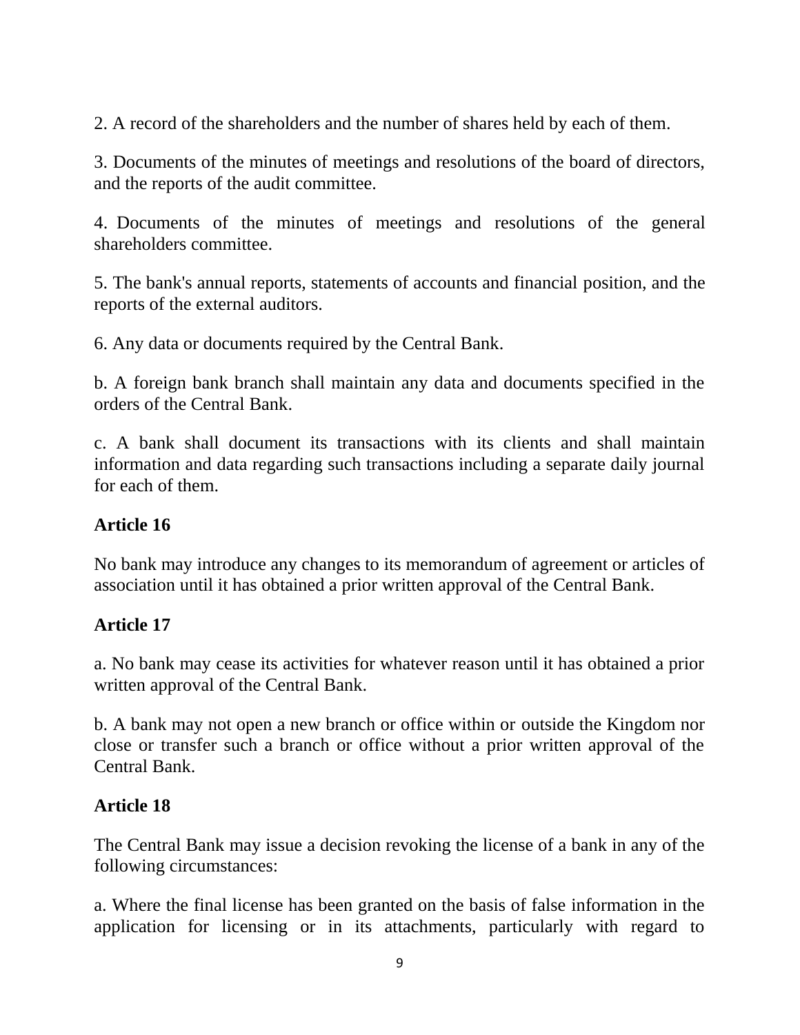2. A record of the shareholders and the number of shares held by each of them.

3. Documents of the minutes of meetings and resolutions of the board of directors, and the reports of the audit committee.

4. Documents of the minutes of meetings and resolutions of the general shareholders committee.

5. The bank's annual reports, statements of accounts and financial position, and the reports of the external auditors.

6. Any data or documents required by the Central Bank.

b. A foreign bank branch shall maintain any data and documents specified in the orders of the Central Bank.

c. A bank shall document its transactions with its clients and shall maintain information and data regarding such transactions including a separate daily journal for each of them.

**Article 16**

No bank may introduce any changes to its memorandum of agreement or articles of association until it has obtained a prior written approval of the Central Bank.

**Article 17**

a. No bank may cease its activities for whatever reason until it has obtained a prior written approval of the Central Bank.

b. A bank may not open a new branch or office within or outside the Kingdom nor close or transfer such a branch or office without a prior written approval of the Central Bank.

**Article 18**

The Central Bank may issue a decision revoking the license of a bank in any of the following circumstances:

a. Where the final license has been granted on the basis of false information in the application for licensing or in its attachments, particularly with regard to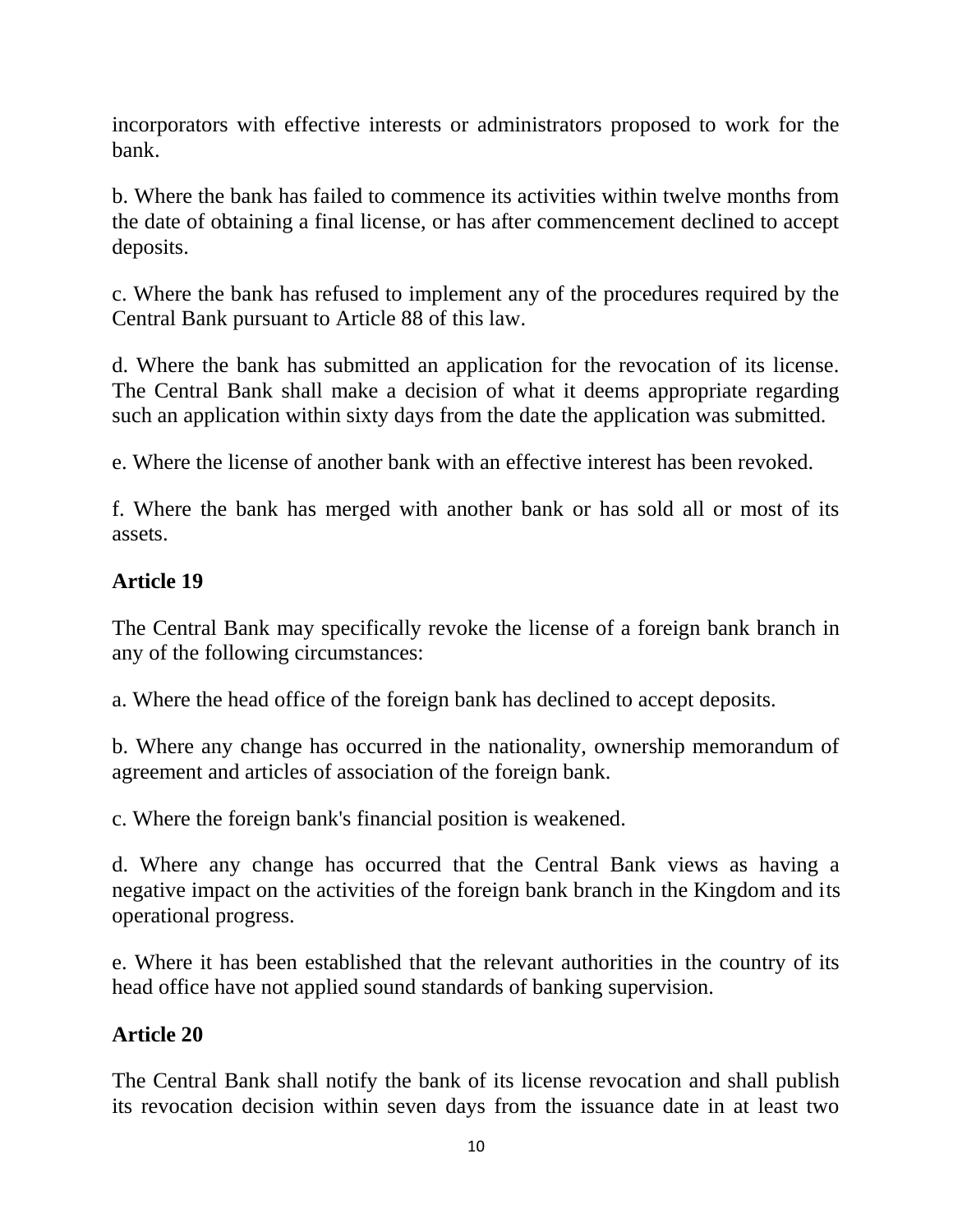incorporators with effective interests or administrators proposed to work for the bank.

b. Where the bank has failed to commence its activities within twelve months from the date of obtaining a final license, or has after commencement declined to accept deposits.

c. Where the bank has refused to implement any of the procedures required by the Central Bank pursuant to Article 88 of this law.

d. Where the bank has submitted an application for the revocation of its license. The Central Bank shall make a decision of what it deems appropriate regarding such an application within sixty days from the date the application was submitted.

e. Where the license of another bank with an effective interest has been revoked.

f. Where the bank has merged with another bank or has sold all or most of its assets.

**Article 19**

The Central Bank may specifically revoke the license of a foreign bank branch in any of the following circumstances:

a. Where the head office of the foreign bank has declined to accept deposits.

b. Where any change has occurred in the nationality, ownership memorandum of agreement and articles of association of the foreign bank.

c. Where the foreign bank's financial position is weakened.

d. Where any change has occurred that the Central Bank views as having a negative impact on the activities of the foreign bank branch in the Kingdom and its operational progress.

e. Where it has been established that the relevant authorities in the country of its head office have not applied sound standards of banking supervision.

**Article 20**

The Central Bank shall notify the bank of its license revocation and shall publish its revocation decision within seven days from the issuance date in at least two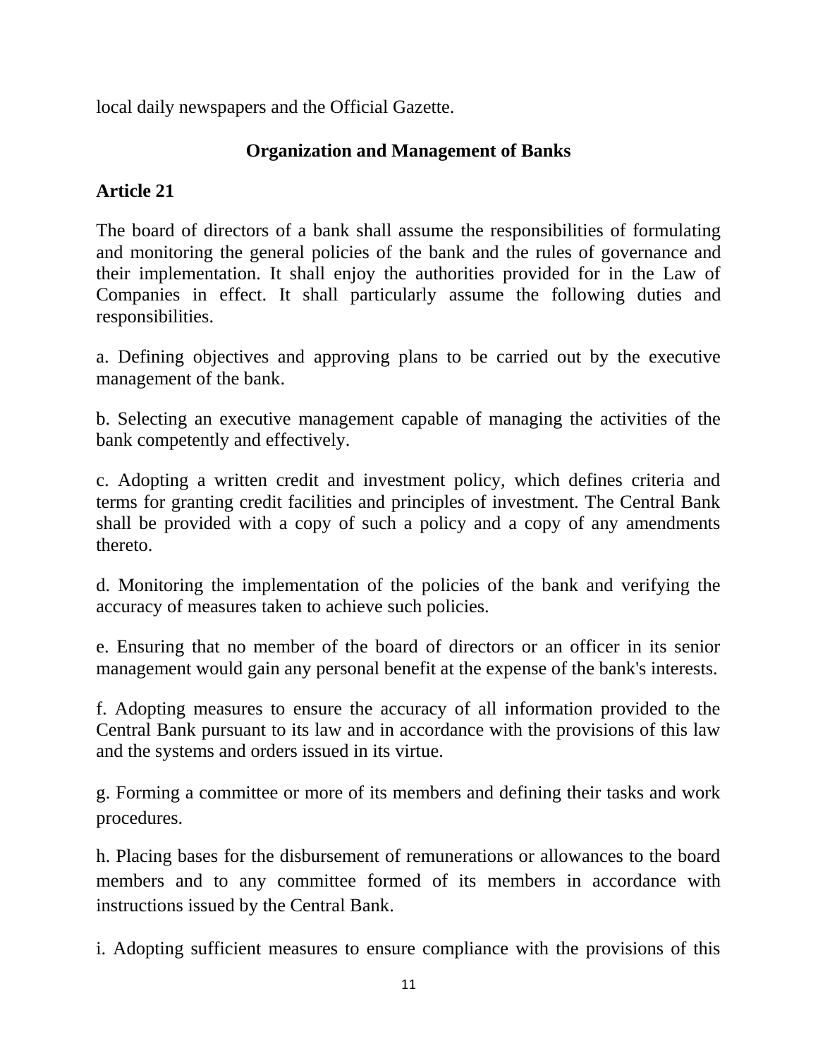local daily newspapers and the Official Gazette.

## Organization and Management of Banks

### Article 21

The board of directors of a bank shall assume the responsibilities of formulating and monitoring the general policies of the bank and the rules of governance and their implementation. It shall enjoy the authorities provided for in the Law of Companies in effect. It shall particularly assume the following duties and responsibilities.

a. Defining objectives and approving plans to be carried out by the executive management of the bank.

b. Selecting an executive management capable of managing the activities of the bank competently and effectively.

c. Adopting a written credit and investment policy, which defines criteria and terms for granting credit facilities and principles of investment. The Central Bank shall be provided with a copy of such a policy and a copy of any amendments thereto.

d. Monitoring the implementation of the policies of the bank and verifying the accuracy of measures taken to achieve such policies.

e. Ensuring that no member of the board of directors or an officer in its senior management would gain any personal benefit at the expense of the bank's interests.

f. Adopting measures to ensure the accuracy of all information provided to the Central Bank pursuant to its law and in accordance with the provisions of this law and the systems and orders issued in its virtue.

g. Forming a committee or more of its members and defining their tasks and work procedures.

h. Placing bases for the disbursement of remunerations or allowances to the board members and to any committee formed of its members in accordance with instructions issued by the Central Bank.

i. Adopting sufficient measures to ensure compliance with the provisions of this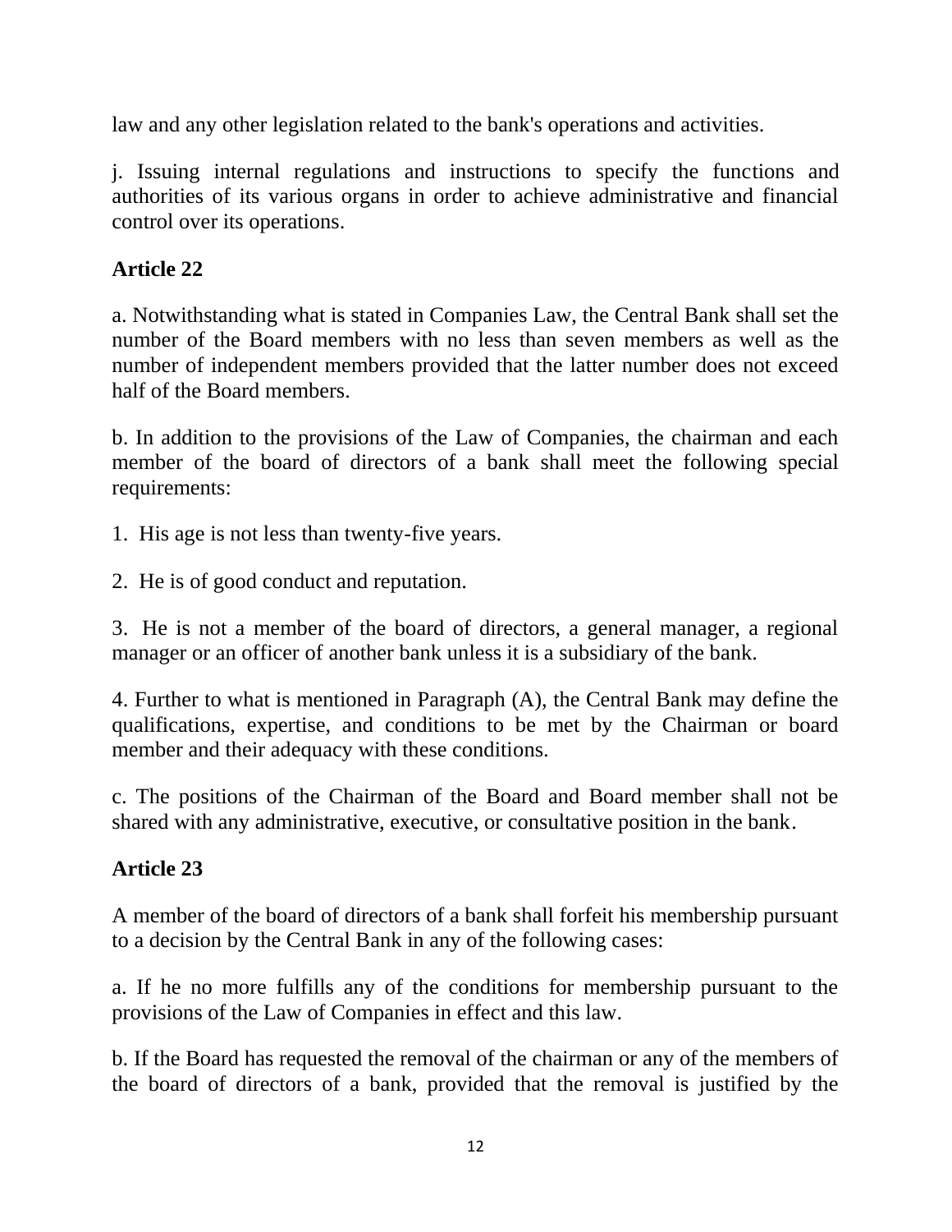law and any other legislation related to the bank's operations and activities.

j. Issuing internal regulations and instructions to specify the functions and authorities of its various organs in order to achieve administrative and financial control over its operations.

**Article 22**

a. Notwithstanding what is stated in Companies Law, the Central Bank shall set the number of the Board members with no less than seven members as well as the number of independent members provided that the latter number does not exceed half of the Board members.

b. In addition to the provisions of the Law of Companies, the chairman and each member of the board of directors of a bank shall meet the following special requirements:

1. His age is not less than twenty-five years.

2. He is of good conduct and reputation.

3. He is not a member of the board of directors, a general manager, a regional manager or an officer of another bank unless it is a subsidiary of the bank.

4. Further to what is mentioned in Paragraph (A), the Central Bank may define the qualifications, expertise, and conditions to be met by the Chairman or board member and their adequacy with these conditions.

c. The positions of the Chairman of the Board and Board member shall not be shared with any administrative, executive, or consultative position in the bank.

**Article 23**

A member of the board of directors of a bank shall forfeit his membership pursuant to a decision by the Central Bank in any of the following cases:

a. If he no more fulfills any of the conditions for membership pursuant to the provisions of the Law of Companies in effect and this law.

b. If the Board has requested the removal of the chairman or any of the members of the board of directors of a bank, provided that the removal is justified by the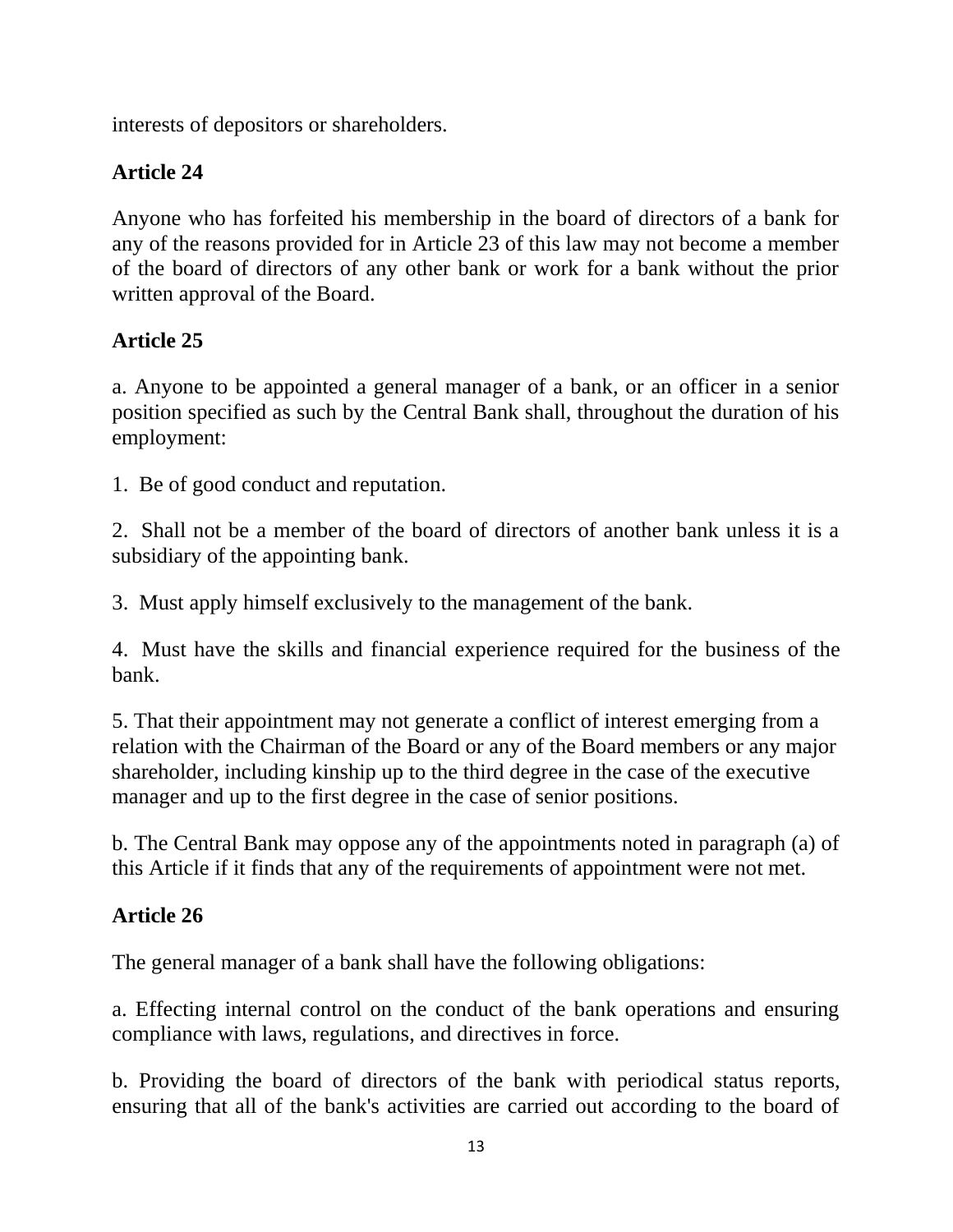interests of depositors or shareholders.

**Article 24**

Anyone who has forfeited his membership in the board of directors of a bank for any of the reasons provided for in Article 23 of this law may not become a member of the board of directors of any other bank or work for a bank without the prior written approval of the Board.

**Article 25**

a. Anyone to be appointed a general manager of a bank, or an officer in a senior position specified as such by the Central Bank shall, throughout the duration of his employment:

1. Be of good conduct and reputation.

2. Shall not be a member of the board of directors of another bank unless it is a subsidiary of the appointing bank.

3. Must apply himself exclusively to the management of the bank.

4. Must have the skills and financial experience required for the business of the bank.

5. That their appointment may not generate a conflict of interest emerging from a relation with the Chairman of the Board or any of the Board members or any major shareholder, including kinship up to the third degree in the case of the executive manager and up to the first degree in the case of senior positions.

b. The Central Bank may oppose any of the appointments noted in paragraph (a) of this Article if it finds that any of the requirements of appointment were not met.

**Article 26**

The general manager of a bank shall have the following obligations:

a. Effecting internal control on the conduct of the bank operations and ensuring compliance with laws, regulations, and directives in force.

b. Providing the board of directors of the bank with periodical status reports, ensuring that all of the bank's activities are carried out according to the board of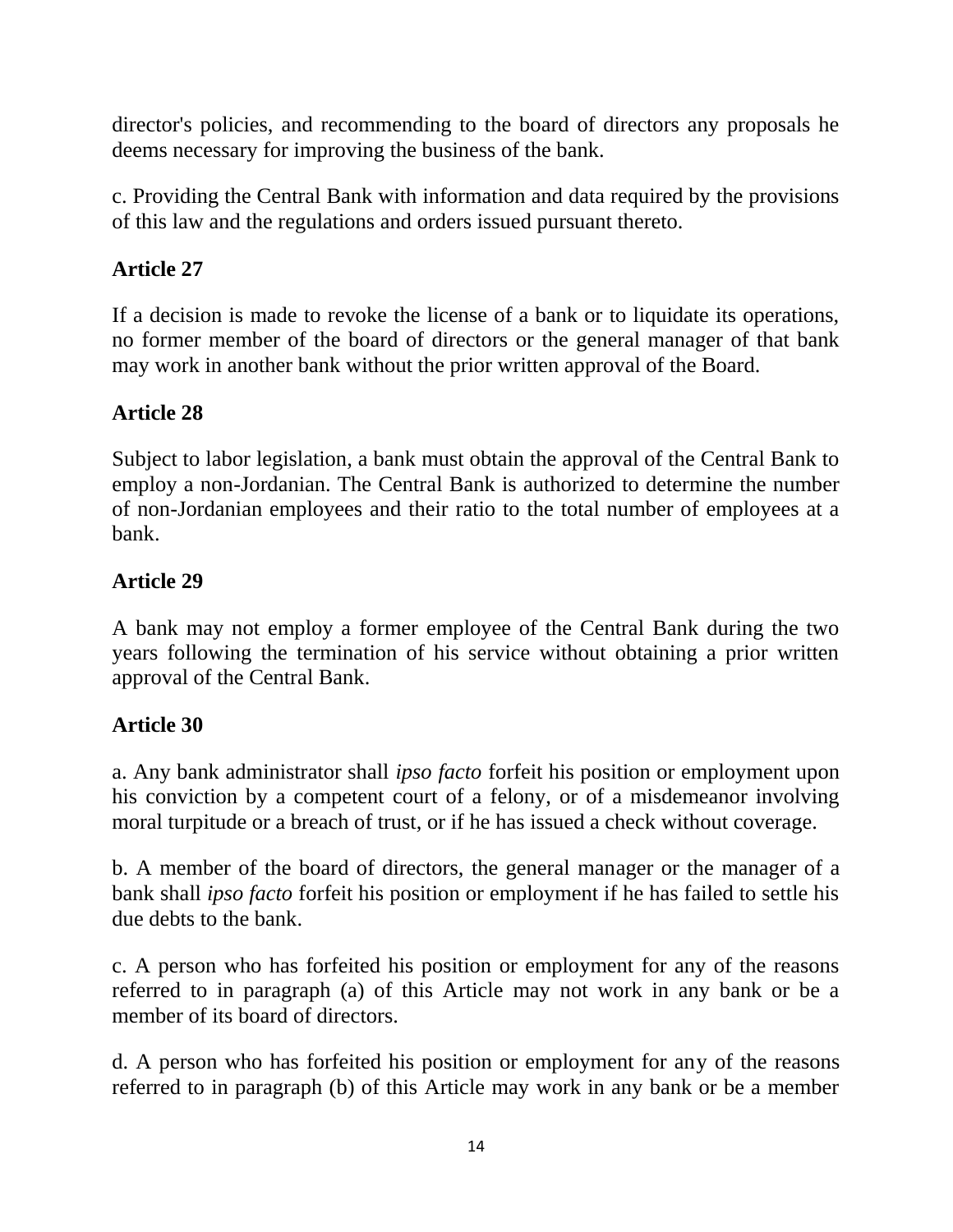director's policies, and recommending to the board of directors any proposals he deems necessary for improving the business of the bank.

c. Providing the Central Bank with information and data required by the provisions of this law and the regulations and orders issued pursuant thereto.

**Article 27**

If a decision is made to revoke the license of a bank or to liquidate its operations, no former member of the board of directors or the general manager of that bank may work in another bank without the prior written approval of the Board.

**Article 28**

Subject to labor legislation, a bank must obtain the approval of the Central Bank to employ a non-Jordanian. The Central Bank is authorized to determine the number of non-Jordanian employees and their ratio to the total number of employees at a bank.

**Article 29**

A bank may not employ a former employee of the Central Bank during the two years following the termination of his service without obtaining a prior written approval of the Central Bank.

**Article 30**

a. Any bank administrator shall *ipso facto* forfeit his position or employment upon his conviction by a competent court of a felony, or of a misdemeanor involving moral turpitude or a breach of trust, or if he has issued a check without coverage.

b. A member of the board of directors, the general manager or the manager of a bank shall *ipso facto* forfeit his position or employment if he has failed to settle his due debts to the bank.

c. A person who has forfeited his position or employment for any of the reasons referred to in paragraph (a) of this Article may not work in any bank or be a member of its board of directors.

d. A person who has forfeited his position or employment for any of the reasons referred to in paragraph (b) of this Article may work in any bank or be a member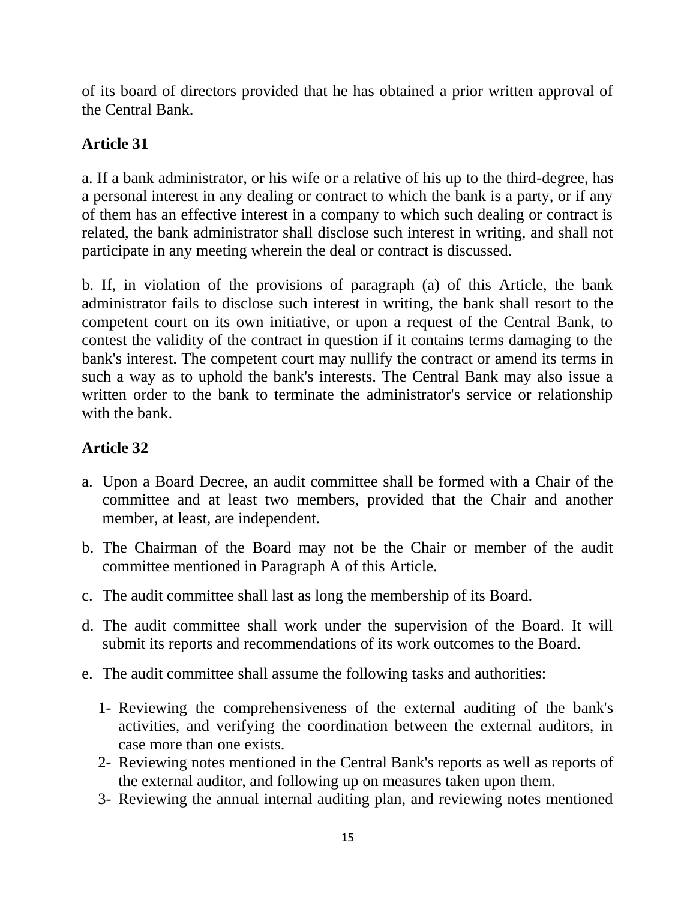of its board of directors provided that he has obtained a prior written approval of the Central Bank.

### Article 31

a. If a bank administrator, or his wife or a relative of his up to the third-degree, has a personal interest in any dealing or contract to which the bank is a party, or if any of them has an effective interest in a company to which such dealing or contract is related, the bank administrator shall disclose such interest in writing, and shall not participate in any meeting wherein the deal or contract is discussed.

b. If, in violation of the provisions of paragraph (a) of this Article, the bank administrator fails to disclose such interest in writing, the bank shall resort to the competent court on its own initiative, or upon a request of the Central Bank, to contest the validity of the contract in question if it contains terms damaging to the bank's interest. The competent court may nullify the contract or amend its terms in such a way as to uphold the bank's interests. The Central Bank may also issue a written order to the bank to terminate the administrator's service or relationship with the bank.

### Article 32

a. Upon a Board Decree, an audit committee shall be formed with a Chair of the committee and at least two members, provided that the Chair and another member, at least, are independent.
b. The Chairman of the Board may not be the Chair or member of the audit committee mentioned in Paragraph A of this Article.
c. The audit committee shall last as long the membership of its Board.
d. The audit committee shall work under the supervision of the Board. It will submit its reports and recommendations of its work outcomes to the Board.
e. The audit committee shall assume the following tasks and authorities:
    1- Reviewing the comprehensiveness of the external auditing of the bank's activities, and verifying the coordination between the external auditors, in case more than one exists.
    2- Reviewing notes mentioned in the Central Bank's reports as well as reports of the external auditor, and following up on measures taken upon them.
    3- Reviewing the annual internal auditing plan, and reviewing notes mentioned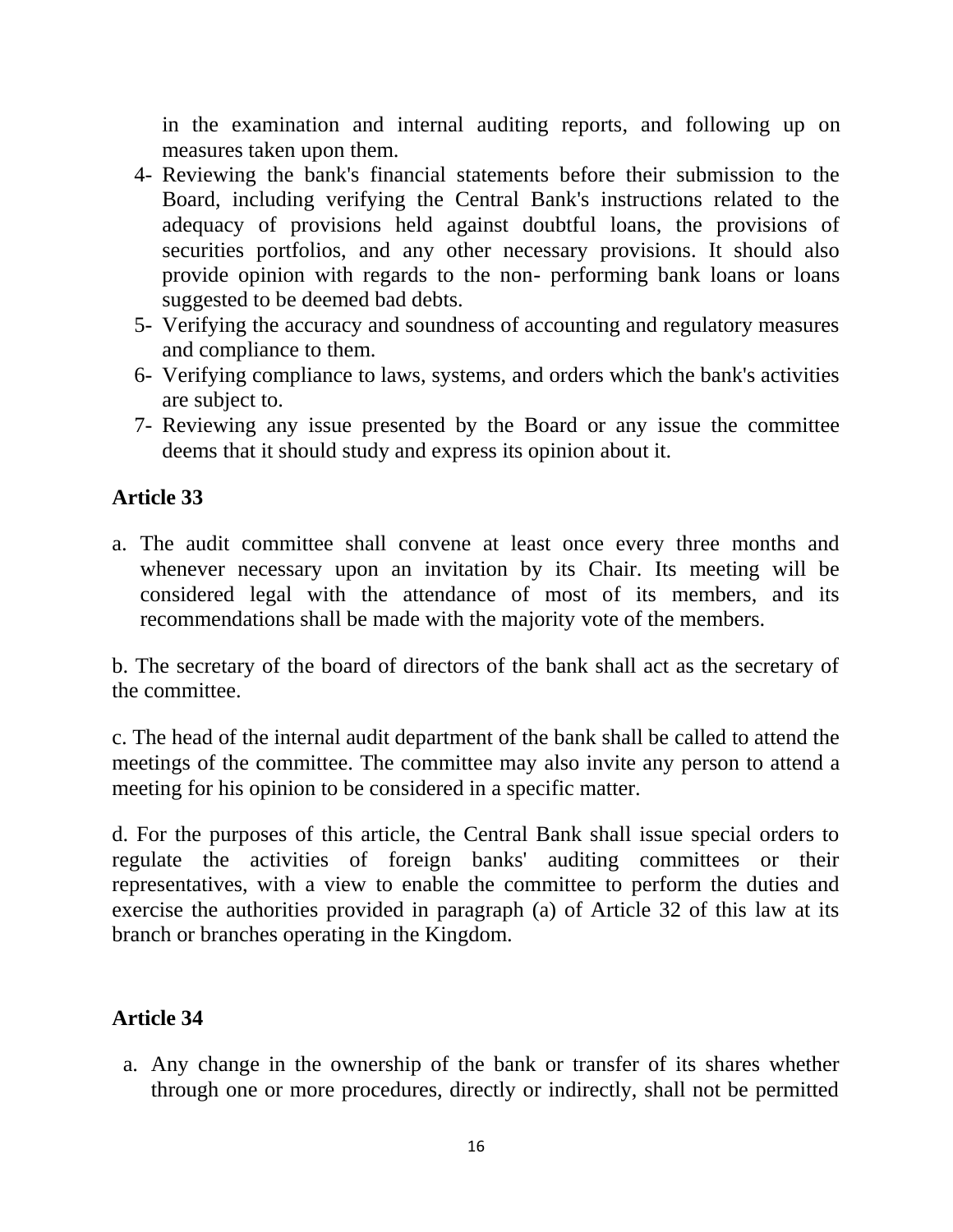in the examination and internal auditing reports, and following up on measures taken upon them.

4- Reviewing the bank's financial statements before their submission to the Board, including verifying the Central Bank's instructions related to the adequacy of provisions held against doubtful loans, the provisions of securities portfolios, and any other necessary provisions. It should also provide opinion with regards to the non- performing bank loans or loans suggested to be deemed bad debts.
5- Verifying the accuracy and soundness of accounting and regulatory measures and compliance to them.
6- Verifying compliance to laws, systems, and orders which the bank's activities are subject to.
7- Reviewing any issue presented by the Board or any issue the committee deems that it should study and express its opinion about it.

**Article 33**

a. The audit committee shall convene at least once every three months and whenever necessary upon an invitation by its Chair. Its meeting will be considered legal with the attendance of most of its members, and its recommendations shall be made with the majority vote of the members.

b. The secretary of the board of directors of the bank shall act as the secretary of the committee.

c. The head of the internal audit department of the bank shall be called to attend the meetings of the committee. The committee may also invite any person to attend a meeting for his opinion to be considered in a specific matter.

d. For the purposes of this article, the Central Bank shall issue special orders to regulate the activities of foreign banks' auditing committees or their representatives, with a view to enable the committee to perform the duties and exercise the authorities provided in paragraph (a) of Article 32 of this law at its branch or branches operating in the Kingdom.

**Article 34**

a. Any change in the ownership of the bank or transfer of its shares whether through one or more procedures, directly or indirectly, shall not be permitted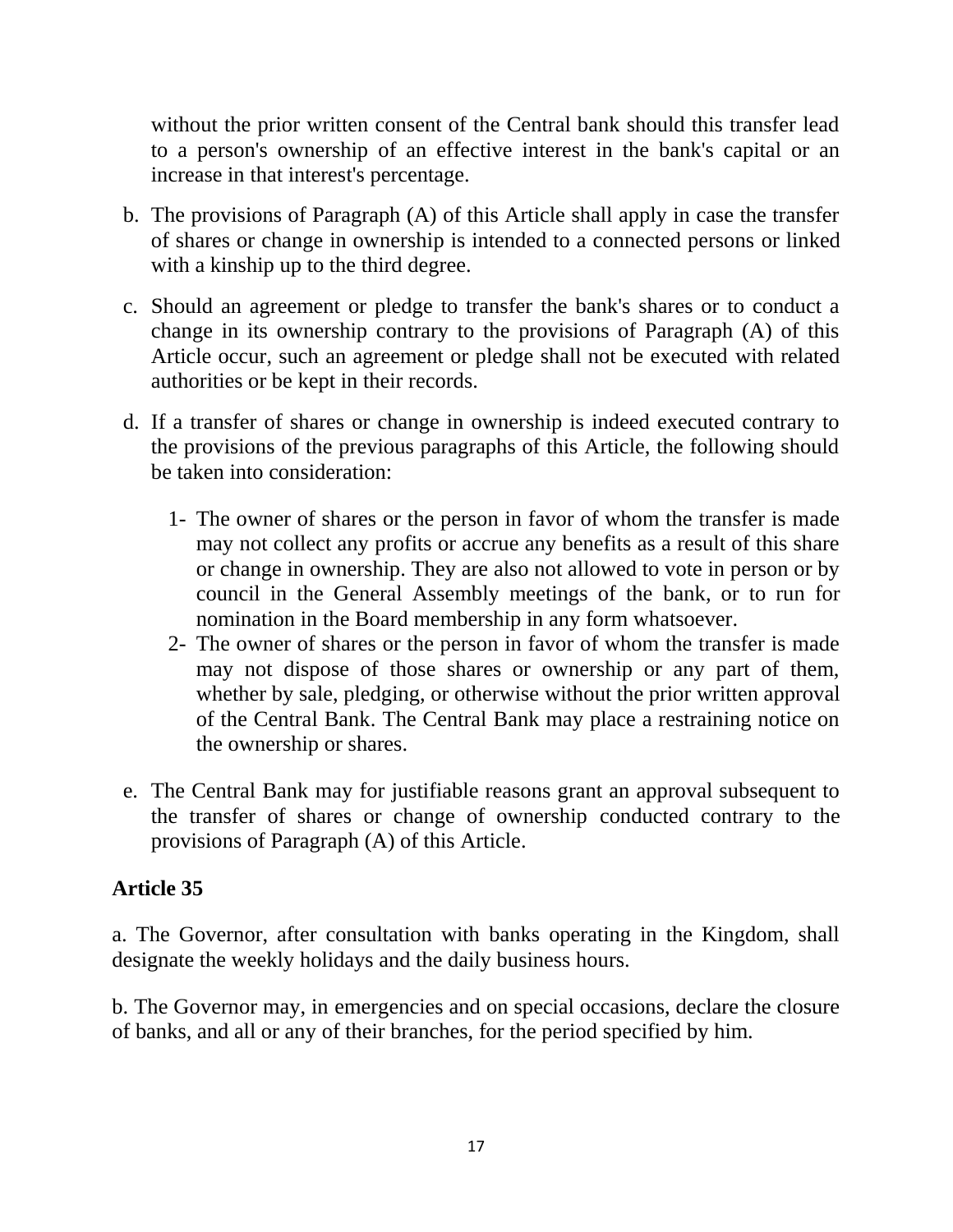without the prior written consent of the Central bank should this transfer lead to a person's ownership of an effective interest in the bank's capital or an increase in that interest's percentage.

b. The provisions of Paragraph (A) of this Article shall apply in case the transfer of shares or change in ownership is intended to a connected persons or linked with a kinship up to the third degree.

c. Should an agreement or pledge to transfer the bank's shares or to conduct a change in its ownership contrary to the provisions of Paragraph (A) of this Article occur, such an agreement or pledge shall not be executed with related authorities or be kept in their records.

d. If a transfer of shares or change in ownership is indeed executed contrary to the provisions of the previous paragraphs of this Article, the following should be taken into consideration:

   1- The owner of shares or the person in favor of whom the transfer is made may not collect any profits or accrue any benefits as a result of this share or change in ownership. They are also not allowed to vote in person or by council in the General Assembly meetings of the bank, or to run for nomination in the Board membership in any form whatsoever.

   2- The owner of shares or the person in favor of whom the transfer is made may not dispose of those shares or ownership or any part of them, whether by sale, pledging, or otherwise without the prior written approval of the Central Bank. The Central Bank may place a restraining notice on the ownership or shares.

e. The Central Bank may for justifiable reasons grant an approval subsequent to the transfer of shares or change of ownership conducted contrary to the provisions of Paragraph (A) of this Article.

**Article 35**

a. The Governor, after consultation with banks operating in the Kingdom, shall designate the weekly holidays and the daily business hours.

b. The Governor may, in emergencies and on special occasions, declare the closure of banks, and all or any of their branches, for the period specified by him.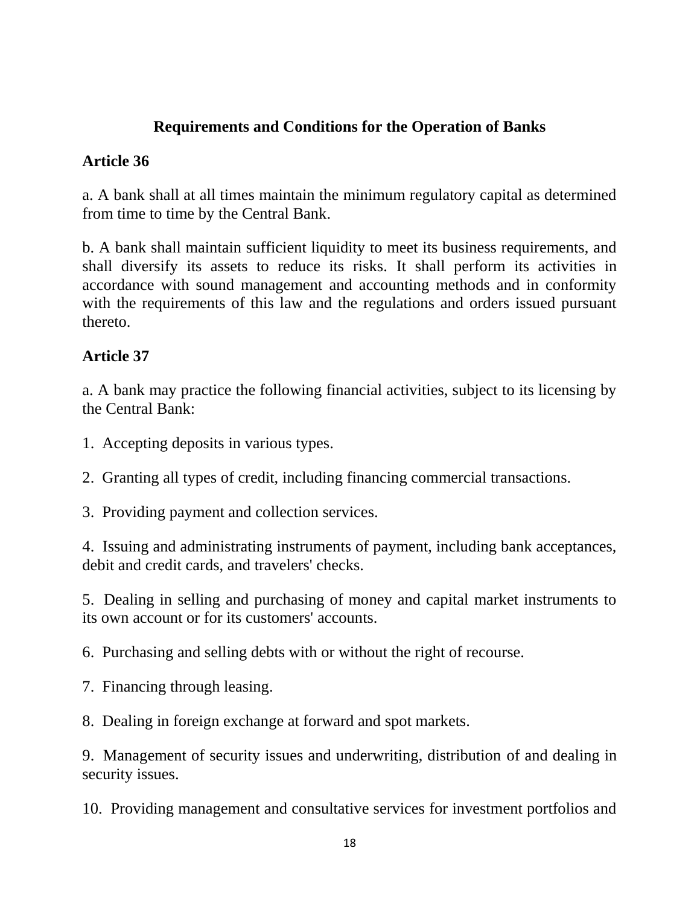## Requirements and Conditions for the Operation of Banks

**Article 36**

a. A bank shall at all times maintain the minimum regulatory capital as determined from time to time by the Central Bank.

b. A bank shall maintain sufficient liquidity to meet its business requirements, and shall diversify its assets to reduce its risks. It shall perform its activities in accordance with sound management and accounting methods and in conformity with the requirements of this law and the regulations and orders issued pursuant thereto.

**Article 37**

a. A bank may practice the following financial activities, subject to its licensing by the Central Bank:

1. Accepting deposits in various types.

2. Granting all types of credit, including financing commercial transactions.

3. Providing payment and collection services.

4. Issuing and administrating instruments of payment, including bank acceptances, debit and credit cards, and travelers' checks.

5. Dealing in selling and purchasing of money and capital market instruments to its own account or for its customers' accounts.

6. Purchasing and selling debts with or without the right of recourse.

7. Financing through leasing.

8. Dealing in foreign exchange at forward and spot markets.

9. Management of security issues and underwriting, distribution of and dealing in security issues.

10. Providing management and consultative services for investment portfolios and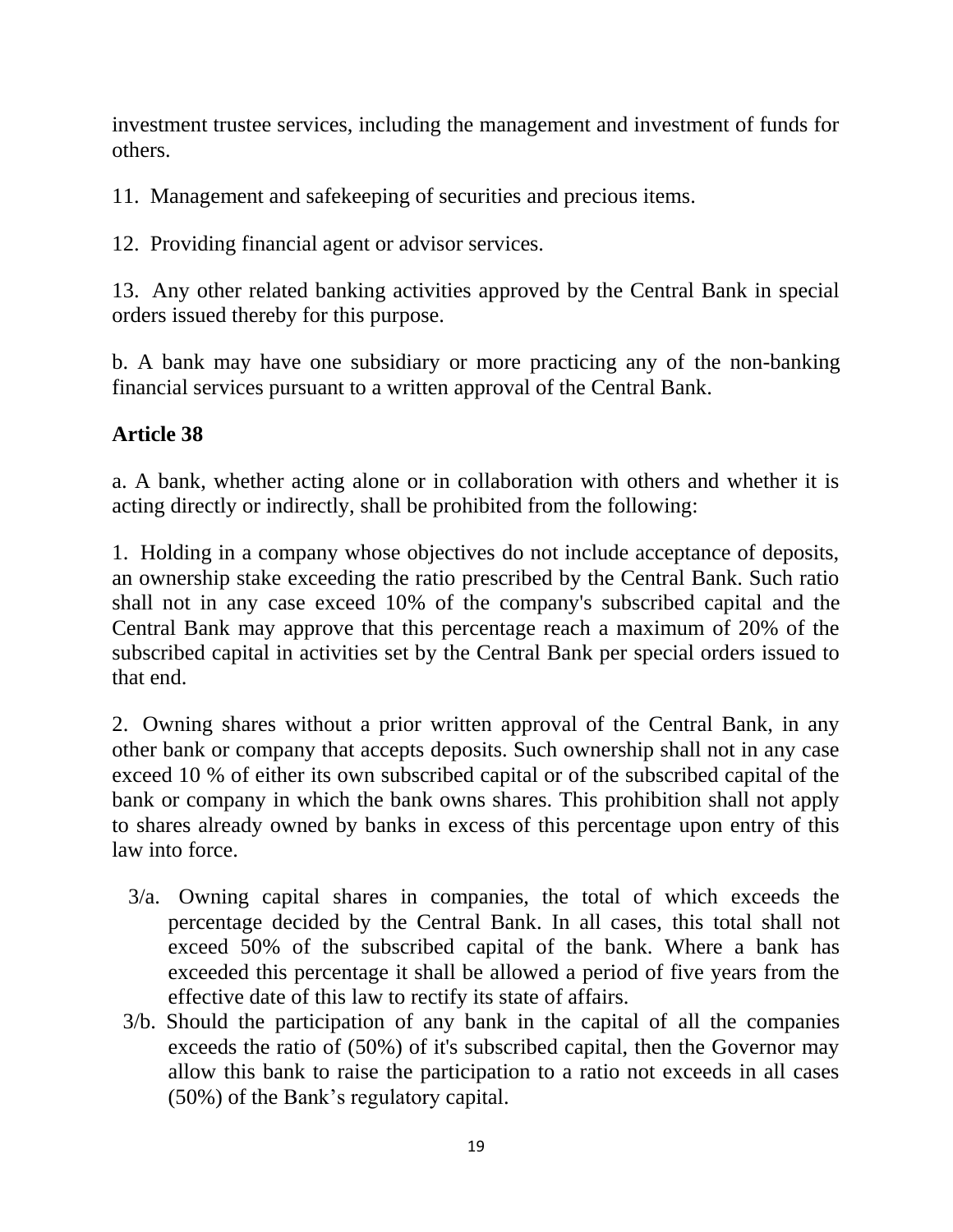investment trustee services, including the management and investment of funds for others.

11. Management and safekeeping of securities and precious items.

12. Providing financial agent or advisor services.

13. Any other related banking activities approved by the Central Bank in special orders issued thereby for this purpose.

b. A bank may have one subsidiary or more practicing any of the non-banking financial services pursuant to a written approval of the Central Bank.

**Article 38**

a. A bank, whether acting alone or in collaboration with others and whether it is acting directly or indirectly, shall be prohibited from the following:

1. Holding in a company whose objectives do not include acceptance of deposits, an ownership stake exceeding the ratio prescribed by the Central Bank. Such ratio shall not in any case exceed 10% of the company's subscribed capital and the Central Bank may approve that this percentage reach a maximum of 20% of the subscribed capital in activities set by the Central Bank per special orders issued to that end.

2. Owning shares without a prior written approval of the Central Bank, in any other bank or company that accepts deposits. Such ownership shall not in any case exceed 10 % of either its own subscribed capital or of the subscribed capital of the bank or company in which the bank owns shares. This prohibition shall not apply to shares already owned by banks in excess of this percentage upon entry of this law into force.

3/a. Owning capital shares in companies, the total of which exceeds the percentage decided by the Central Bank. In all cases, this total shall not exceed 50% of the subscribed capital of the bank. Where a bank has exceeded this percentage it shall be allowed a period of five years from the effective date of this law to rectify its state of affairs.

3/b. Should the participation of any bank in the capital of all the companies exceeds the ratio of (50%) of it's subscribed capital, then the Governor may allow this bank to raise the participation to a ratio not exceeds in all cases (50%) of the Bank’s regulatory capital.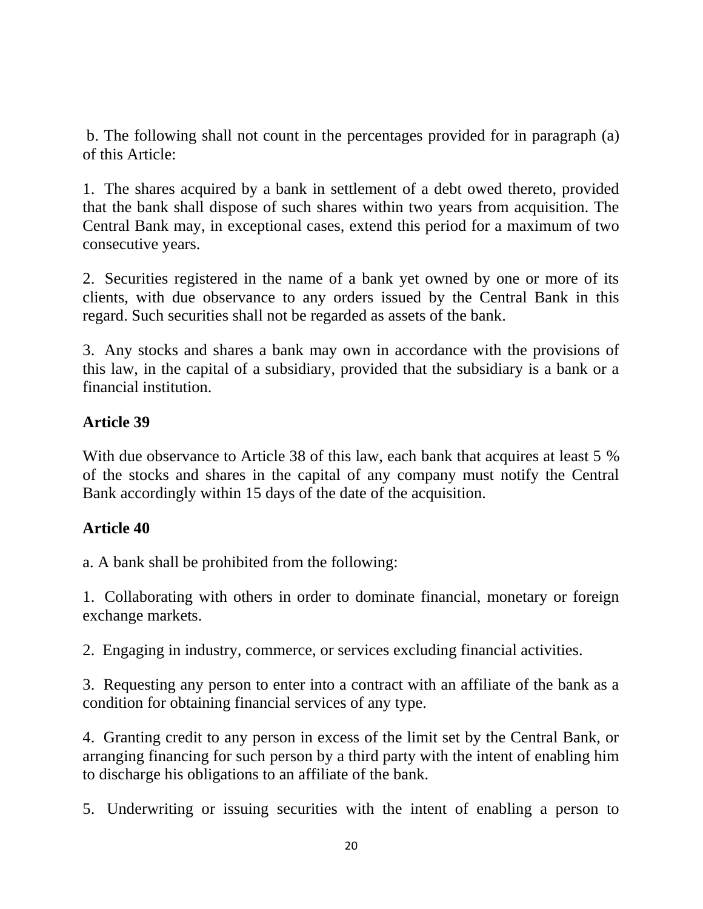b. The following shall not count in the percentages provided for in paragraph (a) of this Article:

1. The shares acquired by a bank in settlement of a debt owed thereto, provided that the bank shall dispose of such shares within two years from acquisition. The Central Bank may, in exceptional cases, extend this period for a maximum of two consecutive years.

2. Securities registered in the name of a bank yet owned by one or more of its clients, with due observance to any orders issued by the Central Bank in this regard. Such securities shall not be regarded as assets of the bank.

3. Any stocks and shares a bank may own in accordance with the provisions of this law, in the capital of a subsidiary, provided that the subsidiary is a bank or a financial institution.

**Article 39**

With due observance to Article 38 of this law, each bank that acquires at least 5 % of the stocks and shares in the capital of any company must notify the Central Bank accordingly within 15 days of the date of the acquisition.

**Article 40**

a. A bank shall be prohibited from the following:

1. Collaborating with others in order to dominate financial, monetary or foreign exchange markets.

2. Engaging in industry, commerce, or services excluding financial activities.

3. Requesting any person to enter into a contract with an affiliate of the bank as a condition for obtaining financial services of any type.

4. Granting credit to any person in excess of the limit set by the Central Bank, or arranging financing for such person by a third party with the intent of enabling him to discharge his obligations to an affiliate of the bank.

5. Underwriting or issuing securities with the intent of enabling a person to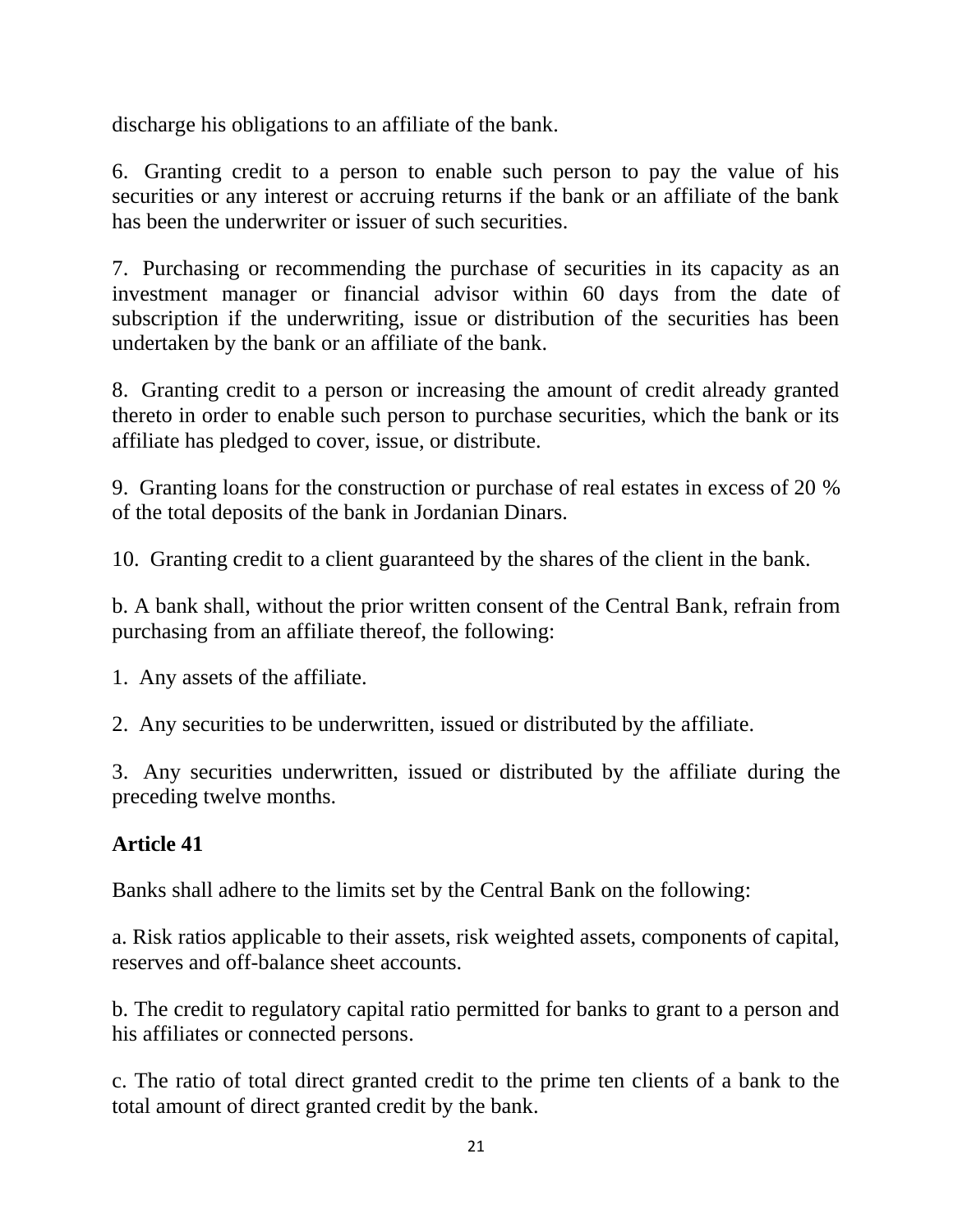discharge his obligations to an affiliate of the bank.

6. Granting credit to a person to enable such person to pay the value of his securities or any interest or accruing returns if the bank or an affiliate of the bank has been the underwriter or issuer of such securities.

7. Purchasing or recommending the purchase of securities in its capacity as an investment manager or financial advisor within 60 days from the date of subscription if the underwriting, issue or distribution of the securities has been undertaken by the bank or an affiliate of the bank.

8. Granting credit to a person or increasing the amount of credit already granted thereto in order to enable such person to purchase securities, which the bank or its affiliate has pledged to cover, issue, or distribute.

9. Granting loans for the construction or purchase of real estates in excess of 20 % of the total deposits of the bank in Jordanian Dinars.

10. Granting credit to a client guaranteed by the shares of the client in the bank.

b. A bank shall, without the prior written consent of the Central Bank, refrain from purchasing from an affiliate thereof, the following:

1. Any assets of the affiliate.

2. Any securities to be underwritten, issued or distributed by the affiliate.

3. Any securities underwritten, issued or distributed by the affiliate during the preceding twelve months.

**Article 41**

Banks shall adhere to the limits set by the Central Bank on the following:

a. Risk ratios applicable to their assets, risk weighted assets, components of capital, reserves and off-balance sheet accounts.

b. The credit to regulatory capital ratio permitted for banks to grant to a person and his affiliates or connected persons.

c. The ratio of total direct granted credit to the prime ten clients of a bank to the total amount of direct granted credit by the bank.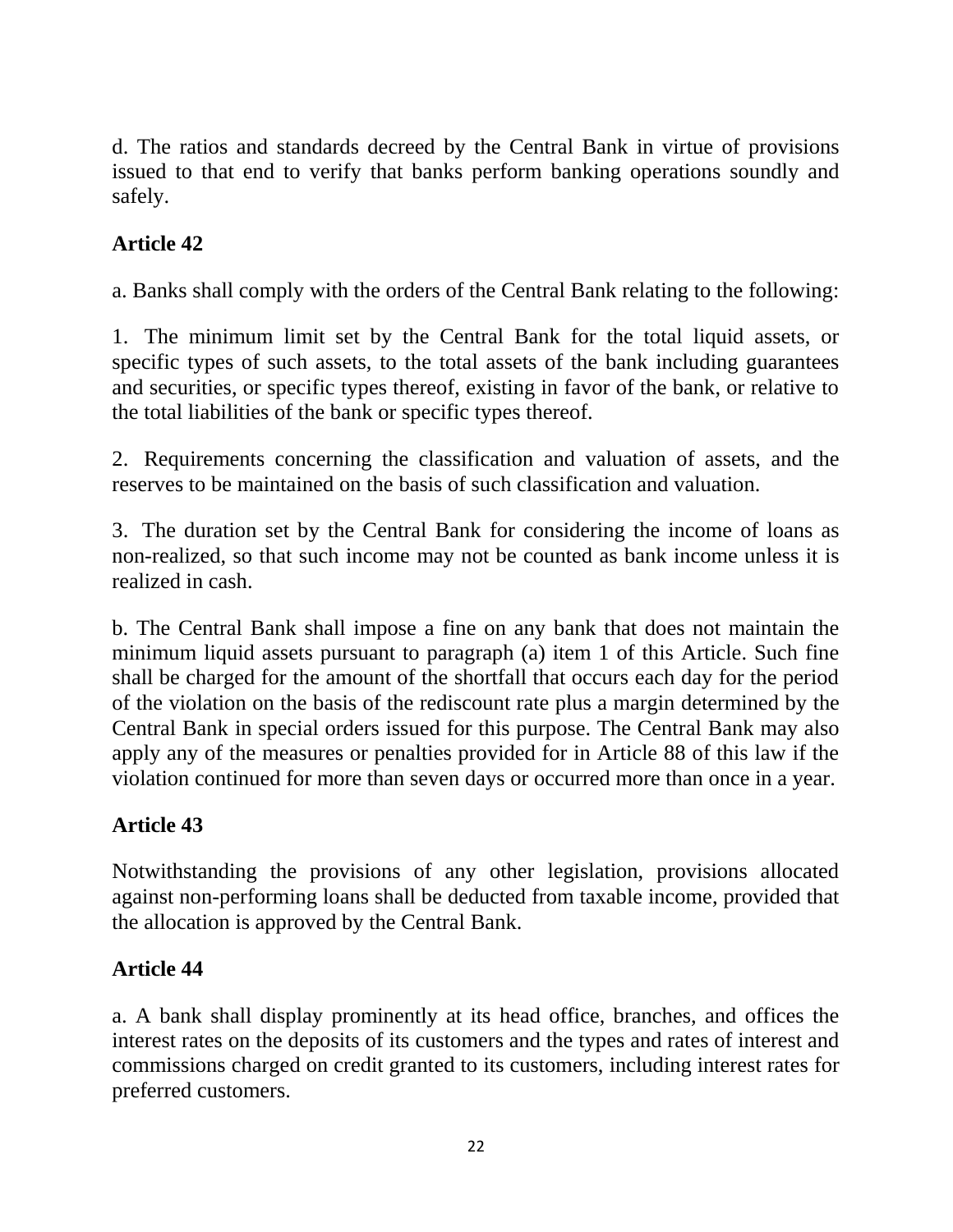d. The ratios and standards decreed by the Central Bank in virtue of provisions issued to that end to verify that banks perform banking operations soundly and safely.

**Article 42**

a. Banks shall comply with the orders of the Central Bank relating to the following:

1. The minimum limit set by the Central Bank for the total liquid assets, or specific types of such assets, to the total assets of the bank including guarantees and securities, or specific types thereof, existing in favor of the bank, or relative to the total liabilities of the bank or specific types thereof.

2. Requirements concerning the classification and valuation of assets, and the reserves to be maintained on the basis of such classification and valuation.

3. The duration set by the Central Bank for considering the income of loans as non-realized, so that such income may not be counted as bank income unless it is realized in cash.

b. The Central Bank shall impose a fine on any bank that does not maintain the minimum liquid assets pursuant to paragraph (a) item 1 of this Article. Such fine shall be charged for the amount of the shortfall that occurs each day for the period of the violation on the basis of the rediscount rate plus a margin determined by the Central Bank in special orders issued for this purpose. The Central Bank may also apply any of the measures or penalties provided for in Article 88 of this law if the violation continued for more than seven days or occurred more than once in a year.

**Article 43**

Notwithstanding the provisions of any other legislation, provisions allocated against non-performing loans shall be deducted from taxable income, provided that the allocation is approved by the Central Bank.

**Article 44**

a. A bank shall display prominently at its head office, branches, and offices the interest rates on the deposits of its customers and the types and rates of interest and commissions charged on credit granted to its customers, including interest rates for preferred customers.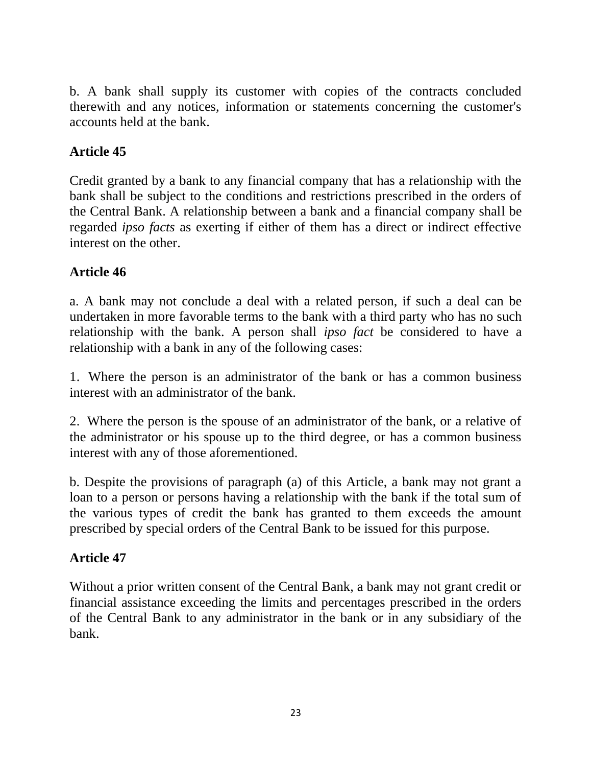b. A bank shall supply its customer with copies of the contracts concluded therewith and any notices, information or statements concerning the customer's accounts held at the bank.

## Article 45

Credit granted by a bank to any financial company that has a relationship with the bank shall be subject to the conditions and restrictions prescribed in the orders of the Central Bank. A relationship between a bank and a financial company shall be regarded *ipso facts* as exerting if either of them has a direct or indirect effective interest on the other.

## Article 46

a. A bank may not conclude a deal with a related person, if such a deal can be undertaken in more favorable terms to the bank with a third party who has no such relationship with the bank. A person shall *ipso fact* be considered to have a relationship with a bank in any of the following cases:

1. Where the person is an administrator of the bank or has a common business interest with an administrator of the bank.

2. Where the person is the spouse of an administrator of the bank, or a relative of the administrator or his spouse up to the third degree, or has a common business interest with any of those aforementioned.

b. Despite the provisions of paragraph (a) of this Article, a bank may not grant a loan to a person or persons having a relationship with the bank if the total sum of the various types of credit the bank has granted to them exceeds the amount prescribed by special orders of the Central Bank to be issued for this purpose.

## Article 47

Without a prior written consent of the Central Bank, a bank may not grant credit or financial assistance exceeding the limits and percentages prescribed in the orders of the Central Bank to any administrator in the bank or in any subsidiary of the bank.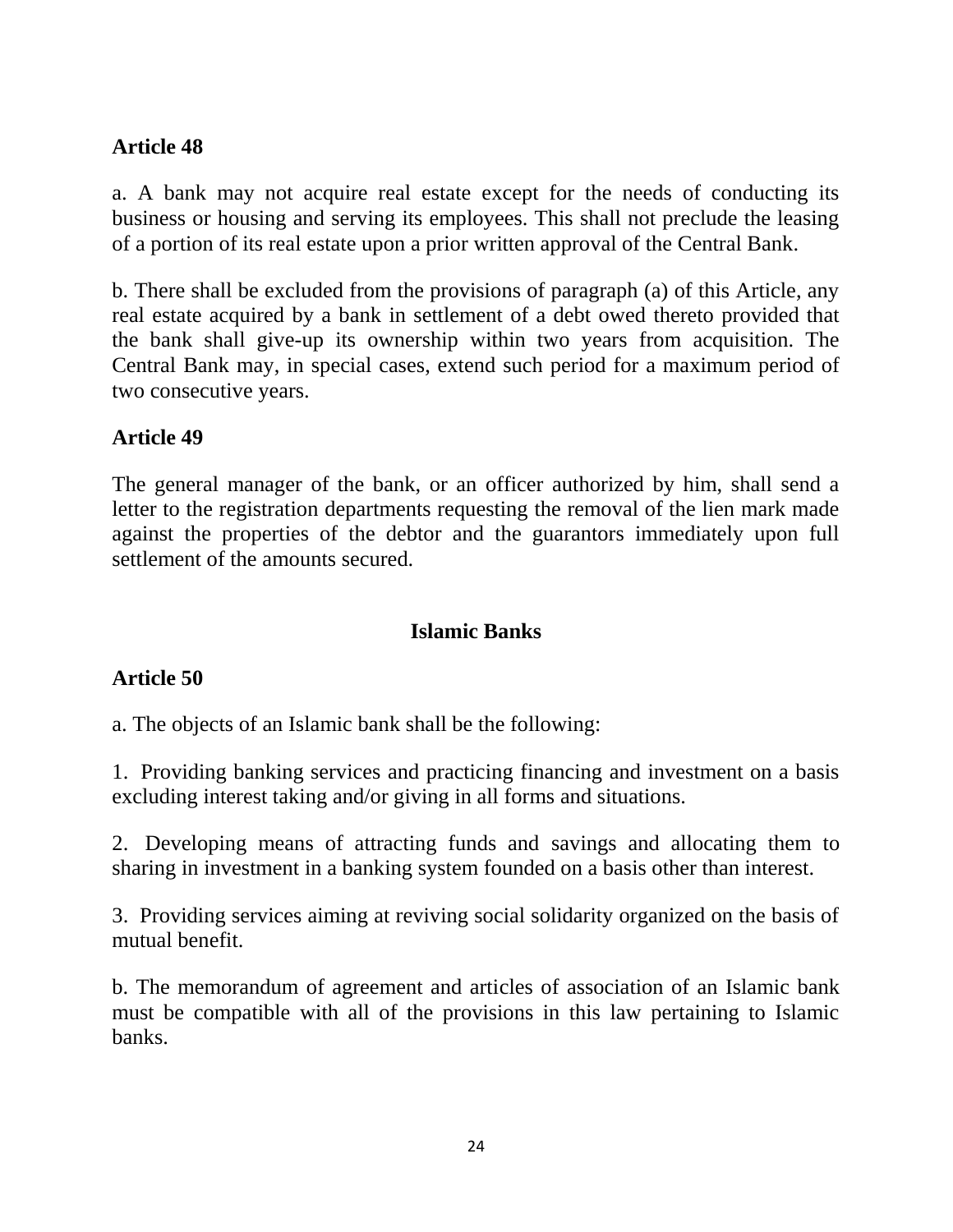**Article 48**

a. A bank may not acquire real estate except for the needs of conducting its business or housing and serving its employees. This shall not preclude the leasing of a portion of its real estate upon a prior written approval of the Central Bank.

b. There shall be excluded from the provisions of paragraph (a) of this Article, any real estate acquired by a bank in settlement of a debt owed thereto provided that the bank shall give-up its ownership within two years from acquisition. The Central Bank may, in special cases, extend such period for a maximum period of two consecutive years.

**Article 49**

The general manager of the bank, or an officer authorized by him, shall send a letter to the registration departments requesting the removal of the lien mark made against the properties of the debtor and the guarantors immediately upon full settlement of the amounts secured.

## Islamic Banks

**Article 50**

a. The objects of an Islamic bank shall be the following:

1. Providing banking services and practicing financing and investment on a basis excluding interest taking and/or giving in all forms and situations.

2. Developing means of attracting funds and savings and allocating them to sharing in investment in a banking system founded on a basis other than interest.

3. Providing services aiming at reviving social solidarity organized on the basis of mutual benefit.

b. The memorandum of agreement and articles of association of an Islamic bank must be compatible with all of the provisions in this law pertaining to Islamic banks.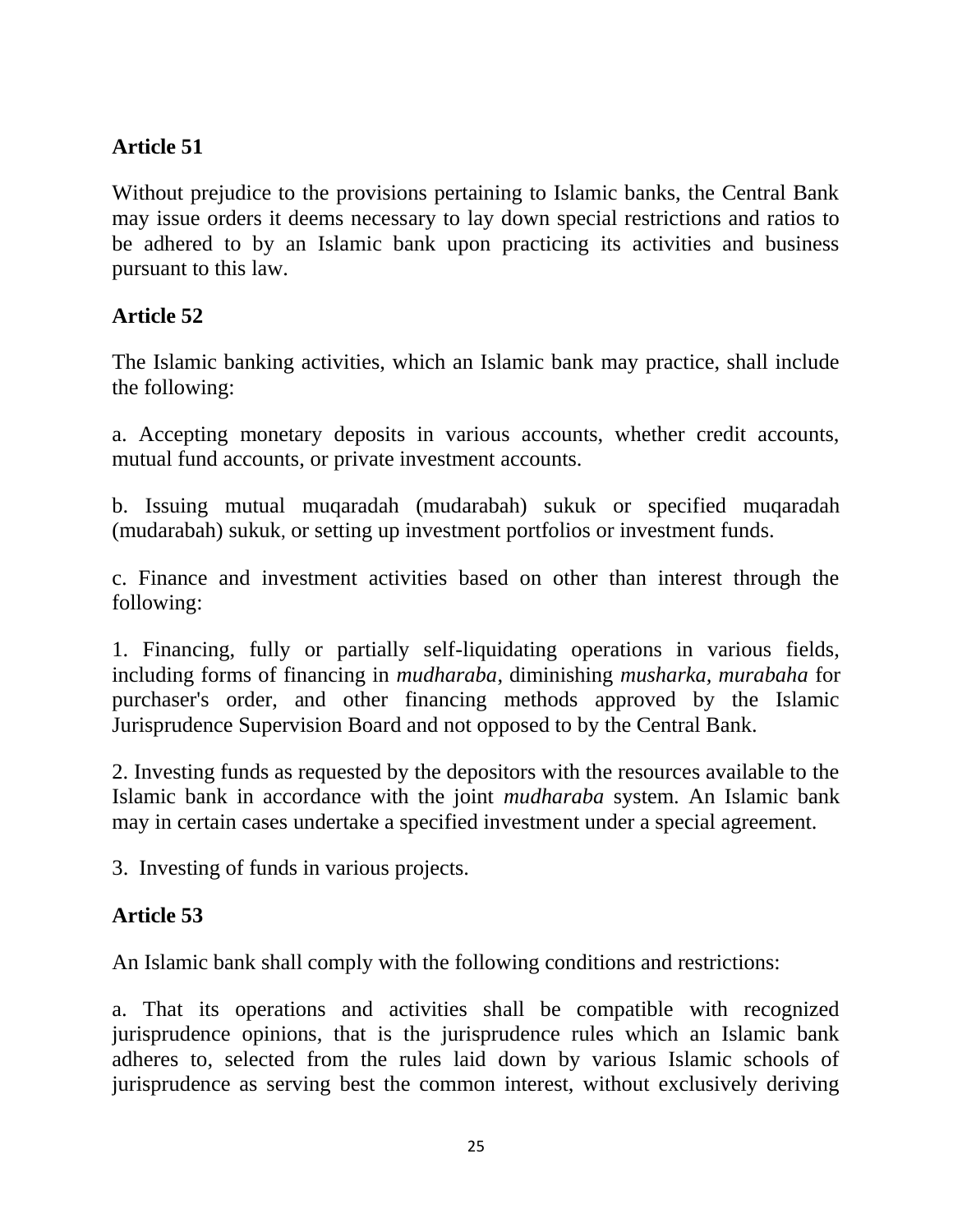**Article 51**

Without prejudice to the provisions pertaining to Islamic banks, the Central Bank may issue orders it deems necessary to lay down special restrictions and ratios to be adhered to by an Islamic bank upon practicing its activities and business pursuant to this law.

**Article 52**

The Islamic banking activities, which an Islamic bank may practice, shall include the following:

a. Accepting monetary deposits in various accounts, whether credit accounts, mutual fund accounts, or private investment accounts.

b. Issuing mutual muqaradah (mudarabah) sukuk or specified muqaradah (mudarabah) sukuk, or setting up investment portfolios or investment funds.

c. Finance and investment activities based on other than interest through the following:

1. Financing, fully or partially self-liquidating operations in various fields, including forms of financing in *mudharaba*, diminishing *musharka, murabaha* for purchaser's order, and other financing methods approved by the Islamic Jurisprudence Supervision Board and not opposed to by the Central Bank.

2. Investing funds as requested by the depositors with the resources available to the Islamic bank in accordance with the joint *mudharaba* system. An Islamic bank may in certain cases undertake a specified investment under a special agreement.

3. Investing of funds in various projects.

**Article 53**

An Islamic bank shall comply with the following conditions and restrictions:

a. That its operations and activities shall be compatible with recognized jurisprudence opinions, that is the jurisprudence rules which an Islamic bank adheres to, selected from the rules laid down by various Islamic schools of jurisprudence as serving best the common interest, without exclusively deriving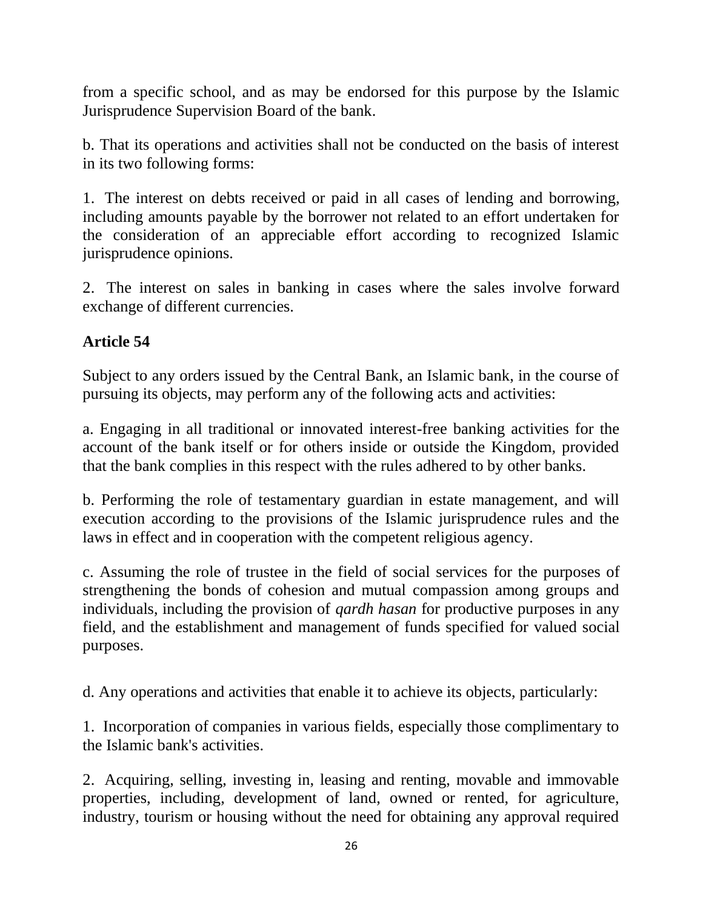from a specific school, and as may be endorsed for this purpose by the Islamic Jurisprudence Supervision Board of the bank.

b. That its operations and activities shall not be conducted on the basis of interest in its two following forms:

1. The interest on debts received or paid in all cases of lending and borrowing, including amounts payable by the borrower not related to an effort undertaken for the consideration of an appreciable effort according to recognized Islamic jurisprudence opinions.

2. The interest on sales in banking in cases where the sales involve forward exchange of different currencies.

**Article 54**

Subject to any orders issued by the Central Bank, an Islamic bank, in the course of pursuing its objects, may perform any of the following acts and activities:

a. Engaging in all traditional or innovated interest-free banking activities for the account of the bank itself or for others inside or outside the Kingdom, provided that the bank complies in this respect with the rules adhered to by other banks.

b. Performing the role of testamentary guardian in estate management, and will execution according to the provisions of the Islamic jurisprudence rules and the laws in effect and in cooperation with the competent religious agency.

c. Assuming the role of trustee in the field of social services for the purposes of strengthening the bonds of cohesion and mutual compassion among groups and individuals, including the provision of *qardh hasan* for productive purposes in any field, and the establishment and management of funds specified for valued social purposes.

d. Any operations and activities that enable it to achieve its objects, particularly:

1. Incorporation of companies in various fields, especially those complimentary to the Islamic bank's activities.

2. Acquiring, selling, investing in, leasing and renting, movable and immovable properties, including, development of land, owned or rented, for agriculture, industry, tourism or housing without the need for obtaining any approval required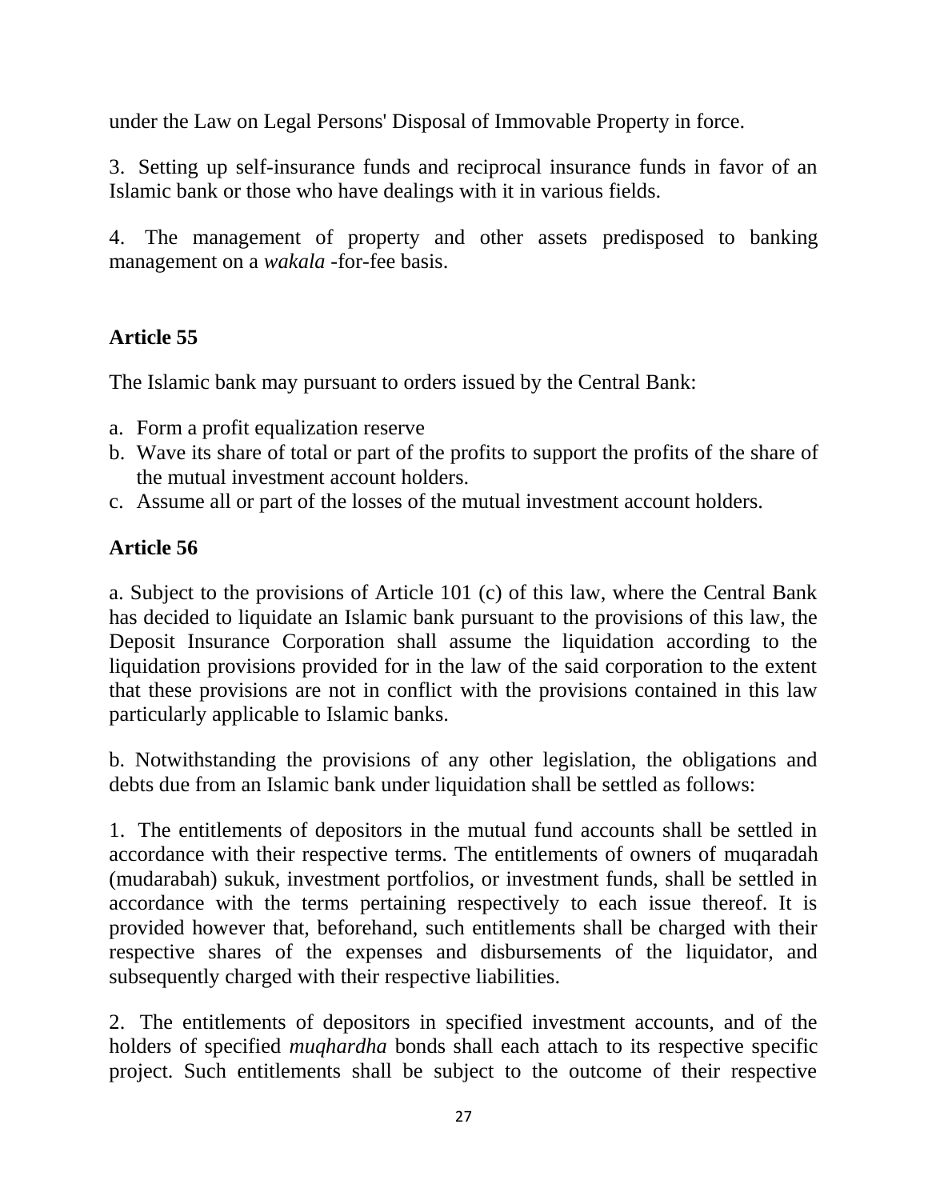under the Law on Legal Persons' Disposal of Immovable Property in force.

3. Setting up self-insurance funds and reciprocal insurance funds in favor of an Islamic bank or those who have dealings with it in various fields.

4. The management of property and other assets predisposed to banking management on a *wakala* -for-fee basis.

**Article 55**

The Islamic bank may pursuant to orders issued by the Central Bank:

a. Form a profit equalization reserve
b. Wave its share of total or part of the profits to support the profits of the share of the mutual investment account holders.
c. Assume all or part of the losses of the mutual investment account holders.

**Article 56**

a. Subject to the provisions of Article 101 (c) of this law, where the Central Bank has decided to liquidate an Islamic bank pursuant to the provisions of this law, the Deposit Insurance Corporation shall assume the liquidation according to the liquidation provisions provided for in the law of the said corporation to the extent that these provisions are not in conflict with the provisions contained in this law particularly applicable to Islamic banks.

b. Notwithstanding the provisions of any other legislation, the obligations and debts due from an Islamic bank under liquidation shall be settled as follows:

1. The entitlements of depositors in the mutual fund accounts shall be settled in accordance with their respective terms. The entitlements of owners of muqaradah (mudarabah) sukuk, investment portfolios, or investment funds, shall be settled in accordance with the terms pertaining respectively to each issue thereof. It is provided however that, beforehand, such entitlements shall be charged with their respective shares of the expenses and disbursements of the liquidator, and subsequently charged with their respective liabilities.

2. The entitlements of depositors in specified investment accounts, and of the holders of specified *muqhardha* bonds shall each attach to its respective specific project. Such entitlements shall be subject to the outcome of their respective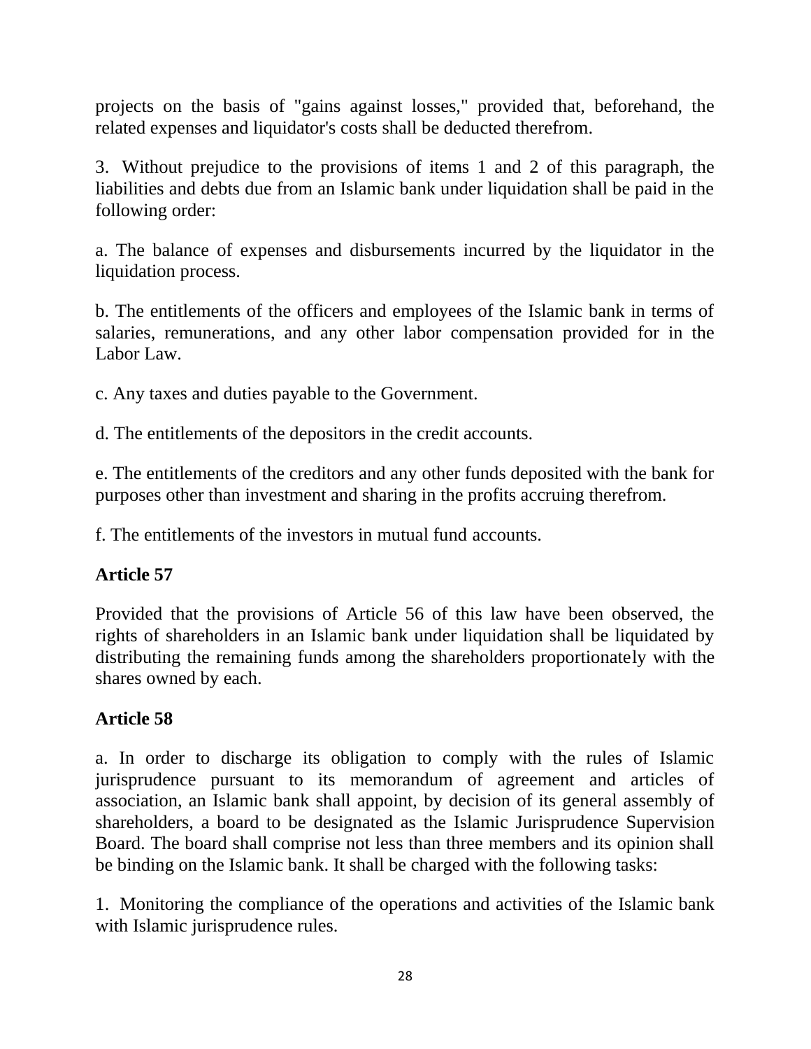projects on the basis of "gains against losses," provided that, beforehand, the related expenses and liquidator's costs shall be deducted therefrom.

3. Without prejudice to the provisions of items 1 and 2 of this paragraph, the liabilities and debts due from an Islamic bank under liquidation shall be paid in the following order:

a. The balance of expenses and disbursements incurred by the liquidator in the liquidation process.

b. The entitlements of the officers and employees of the Islamic bank in terms of salaries, remunerations, and any other labor compensation provided for in the Labor Law.

c. Any taxes and duties payable to the Government.

d. The entitlements of the depositors in the credit accounts.

e. The entitlements of the creditors and any other funds deposited with the bank for purposes other than investment and sharing in the profits accruing therefrom.

f. The entitlements of the investors in mutual fund accounts.

**Article 57**

Provided that the provisions of Article 56 of this law have been observed, the rights of shareholders in an Islamic bank under liquidation shall be liquidated by distributing the remaining funds among the shareholders proportionately with the shares owned by each.

**Article 58**

a. In order to discharge its obligation to comply with the rules of Islamic jurisprudence pursuant to its memorandum of agreement and articles of association, an Islamic bank shall appoint, by decision of its general assembly of shareholders, a board to be designated as the Islamic Jurisprudence Supervision Board. The board shall comprise not less than three members and its opinion shall be binding on the Islamic bank. It shall be charged with the following tasks:

1. Monitoring the compliance of the operations and activities of the Islamic bank with Islamic jurisprudence rules.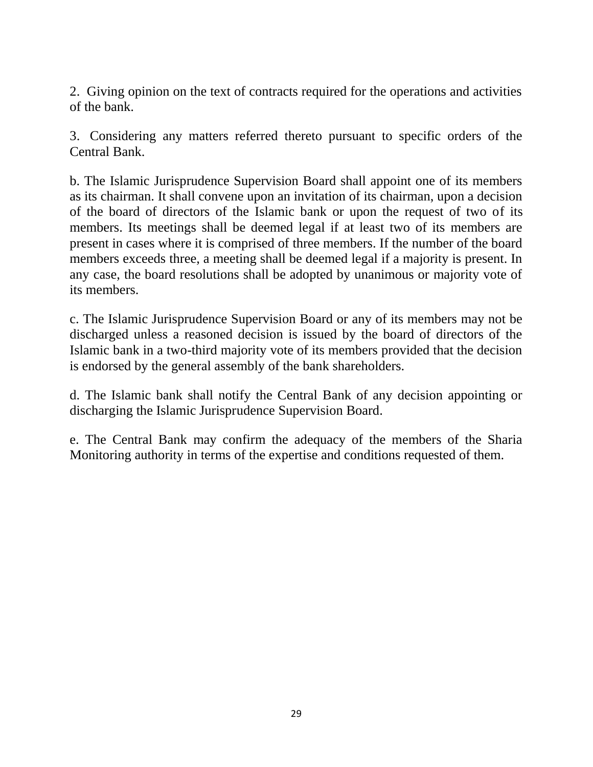2. Giving opinion on the text of contracts required for the operations and activities of the bank.

3. Considering any matters referred thereto pursuant to specific orders of the Central Bank.

b. The Islamic Jurisprudence Supervision Board shall appoint one of its members as its chairman. It shall convene upon an invitation of its chairman, upon a decision of the board of directors of the Islamic bank or upon the request of two of its members. Its meetings shall be deemed legal if at least two of its members are present in cases where it is comprised of three members. If the number of the board members exceeds three, a meeting shall be deemed legal if a majority is present. In any case, the board resolutions shall be adopted by unanimous or majority vote of its members.

c. The Islamic Jurisprudence Supervision Board or any of its members may not be discharged unless a reasoned decision is issued by the board of directors of the Islamic bank in a two-third majority vote of its members provided that the decision is endorsed by the general assembly of the bank shareholders.

d. The Islamic bank shall notify the Central Bank of any decision appointing or discharging the Islamic Jurisprudence Supervision Board.

e. The Central Bank may confirm the adequacy of the members of the Sharia Monitoring authority in terms of the expertise and conditions requested of them.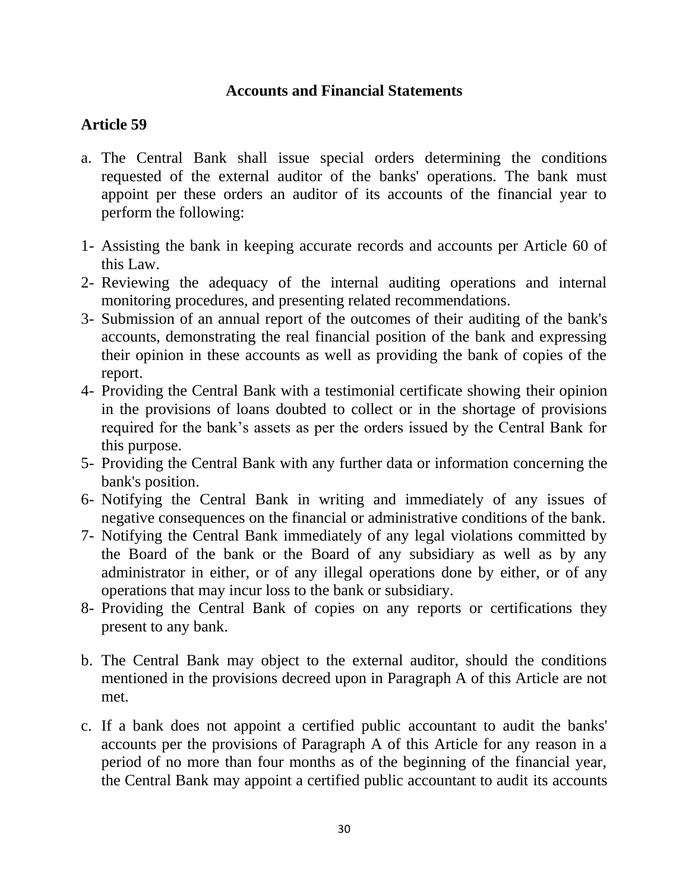## Accounts and Financial Statements

### Article 59

a. The Central Bank shall issue special orders determining the conditions requested of the external auditor of the banks' operations. The bank must appoint per these orders an auditor of its accounts of the financial year to perform the following:

1- Assisting the bank in keeping accurate records and accounts per Article 60 of this Law.
2- Reviewing the adequacy of the internal auditing operations and internal monitoring procedures, and presenting related recommendations.
3- Submission of an annual report of the outcomes of their auditing of the bank's accounts, demonstrating the real financial position of the bank and expressing their opinion in these accounts as well as providing the bank of copies of the report.
4- Providing the Central Bank with a testimonial certificate showing their opinion in the provisions of loans doubted to collect or in the shortage of provisions required for the bank's assets as per the orders issued by the Central Bank for this purpose.
5- Providing the Central Bank with any further data or information concerning the bank's position.
6- Notifying the Central Bank in writing and immediately of any issues of negative consequences on the financial or administrative conditions of the bank.
7- Notifying the Central Bank immediately of any legal violations committed by the Board of the bank or the Board of any subsidiary as well as by any administrator in either, or of any illegal operations done by either, or of any operations that may incur loss to the bank or subsidiary.
8- Providing the Central Bank of copies on any reports or certifications they present to any bank.

b. The Central Bank may object to the external auditor, should the conditions mentioned in the provisions decreed upon in Paragraph A of this Article are not met.

c. If a bank does not appoint a certified public accountant to audit the banks' accounts per the provisions of Paragraph A of this Article for any reason in a period of no more than four months as of the beginning of the financial year, the Central Bank may appoint a certified public accountant to audit its accounts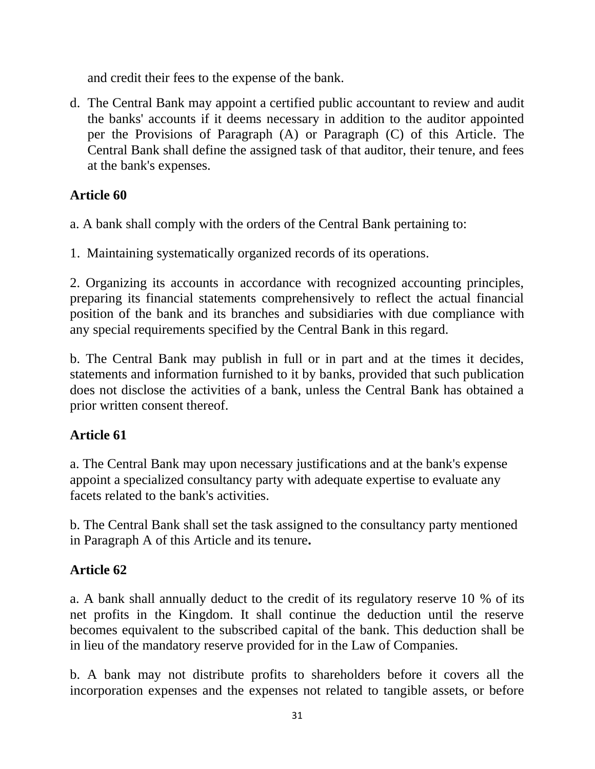and credit their fees to the expense of the bank.

d. The Central Bank may appoint a certified public accountant to review and audit the banks' accounts if it deems necessary in addition to the auditor appointed per the Provisions of Paragraph (A) or Paragraph (C) of this Article. The Central Bank shall define the assigned task of that auditor, their tenure, and fees at the bank's expenses.

**Article 60**

a. A bank shall comply with the orders of the Central Bank pertaining to:

1. Maintaining systematically organized records of its operations.

2. Organizing its accounts in accordance with recognized accounting principles, preparing its financial statements comprehensively to reflect the actual financial position of the bank and its branches and subsidiaries with due compliance with any special requirements specified by the Central Bank in this regard.

b. The Central Bank may publish in full or in part and at the times it decides, statements and information furnished to it by banks, provided that such publication does not disclose the activities of a bank, unless the Central Bank has obtained a prior written consent thereof.

**Article 61**

a. The Central Bank may upon necessary justifications and at the bank's expense appoint a specialized consultancy party with adequate expertise to evaluate any facets related to the bank's activities.

b. The Central Bank shall set the task assigned to the consultancy party mentioned in Paragraph A of this Article and its tenure.

**Article 62**

a. A bank shall annually deduct to the credit of its regulatory reserve 10 % of its net profits in the Kingdom. It shall continue the deduction until the reserve becomes equivalent to the subscribed capital of the bank. This deduction shall be in lieu of the mandatory reserve provided for in the Law of Companies.

b. A bank may not distribute profits to shareholders before it covers all the incorporation expenses and the expenses not related to tangible assets, or before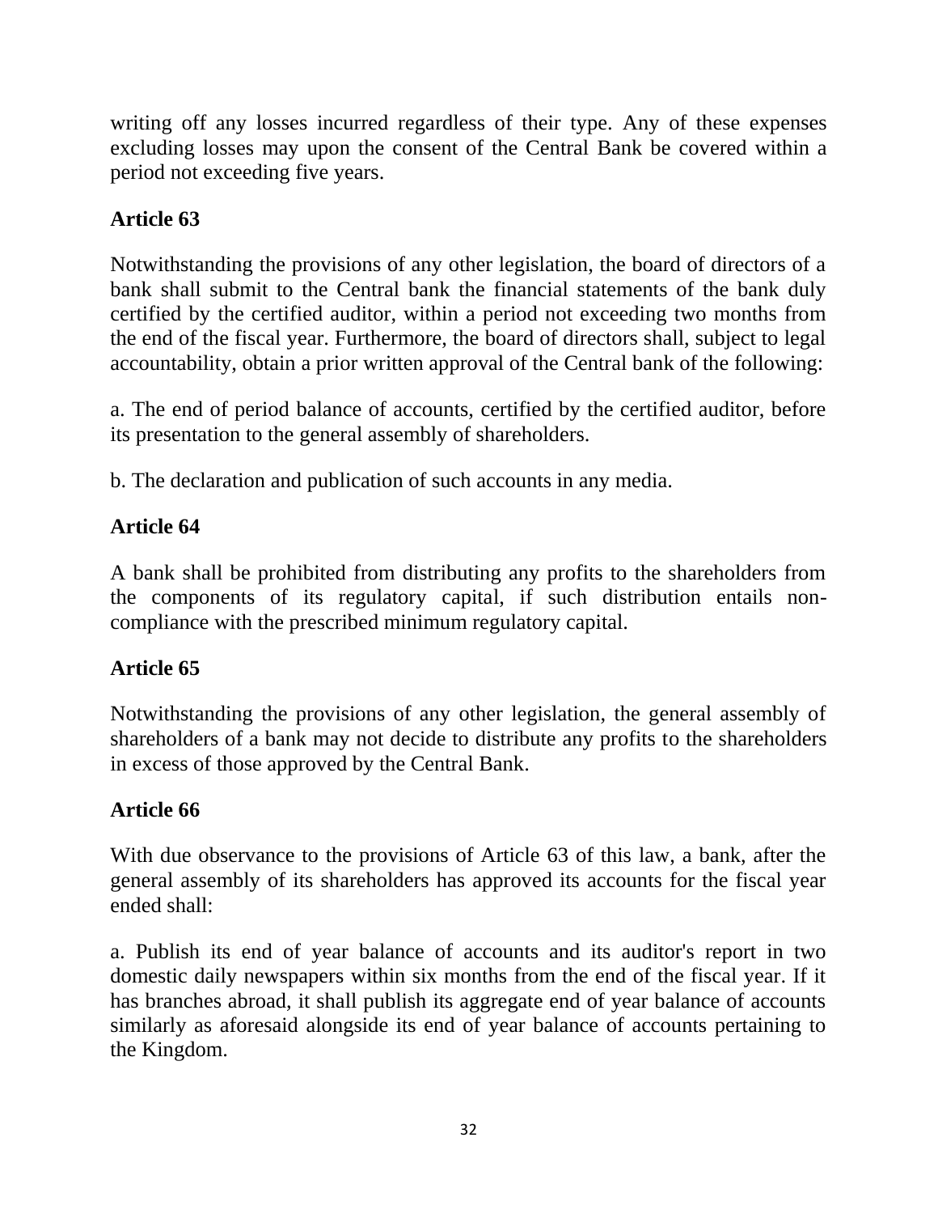writing off any losses incurred regardless of their type. Any of these expenses excluding losses may upon the consent of the Central Bank be covered within a period not exceeding five years.

### Article 63

Notwithstanding the provisions of any other legislation, the board of directors of a bank shall submit to the Central bank the financial statements of the bank duly certified by the certified auditor, within a period not exceeding two months from the end of the fiscal year. Furthermore, the board of directors shall, subject to legal accountability, obtain a prior written approval of the Central bank of the following:

a. The end of period balance of accounts, certified by the certified auditor, before its presentation to the general assembly of shareholders.

b. The declaration and publication of such accounts in any media.

### Article 64

A bank shall be prohibited from distributing any profits to the shareholders from the components of its regulatory capital, if such distribution entails non-compliance with the prescribed minimum regulatory capital.

### Article 65

Notwithstanding the provisions of any other legislation, the general assembly of shareholders of a bank may not decide to distribute any profits to the shareholders in excess of those approved by the Central Bank.

### Article 66

With due observance to the provisions of Article 63 of this law, a bank, after the general assembly of its shareholders has approved its accounts for the fiscal year ended shall:

a. Publish its end of year balance of accounts and its auditor's report in two domestic daily newspapers within six months from the end of the fiscal year. If it has branches abroad, it shall publish its aggregate end of year balance of accounts similarly as aforesaid alongside its end of year balance of accounts pertaining to the Kingdom.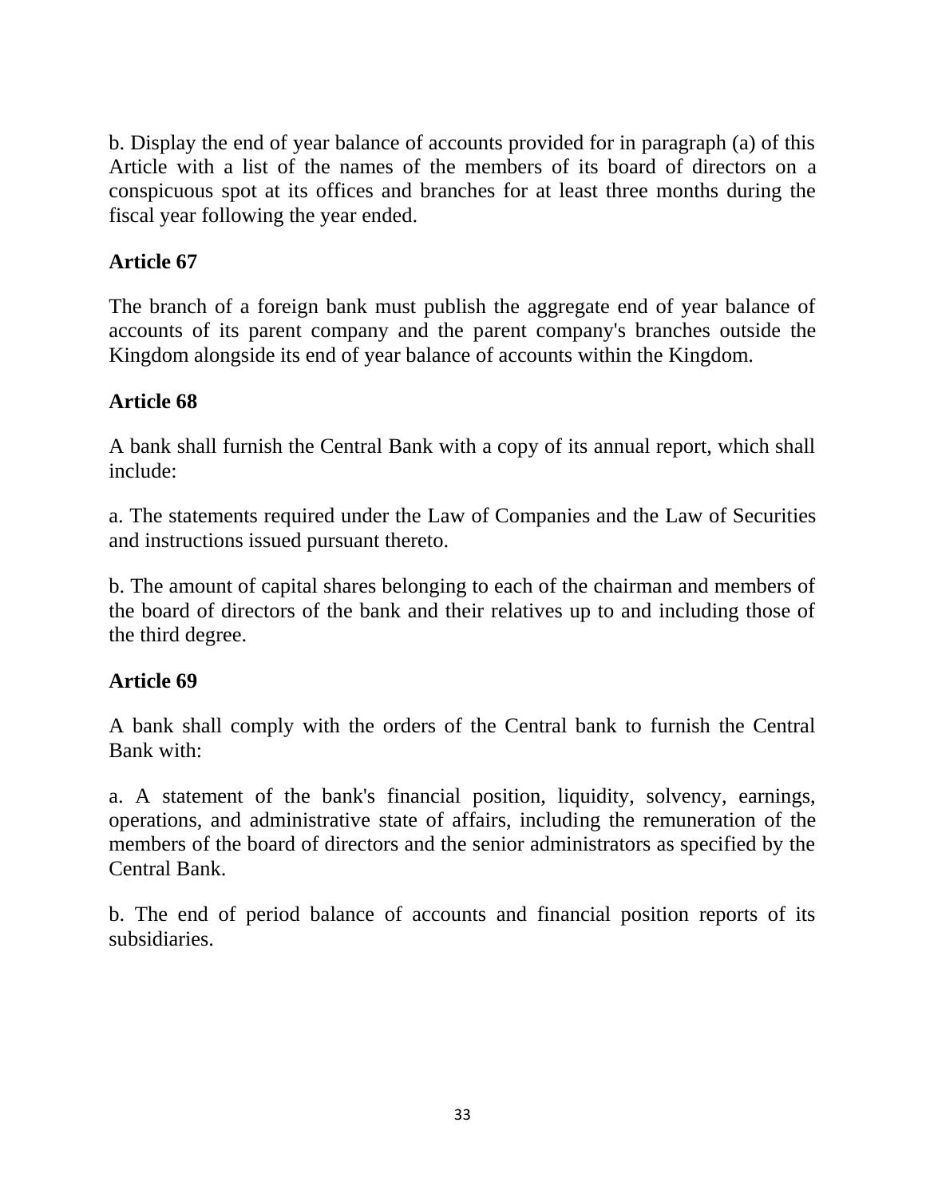b. Display the end of year balance of accounts provided for in paragraph (a) of this Article with a list of the names of the members of its board of directors on a conspicuous spot at its offices and branches for at least three months during the fiscal year following the year ended.

**Article 67**

The branch of a foreign bank must publish the aggregate end of year balance of accounts of its parent company and the parent company's branches outside the Kingdom alongside its end of year balance of accounts within the Kingdom.

**Article 68**

A bank shall furnish the Central Bank with a copy of its annual report, which shall include:

a. The statements required under the Law of Companies and the Law of Securities and instructions issued pursuant thereto.

b. The amount of capital shares belonging to each of the chairman and members of the board of directors of the bank and their relatives up to and including those of the third degree.

**Article 69**

A bank shall comply with the orders of the Central bank to furnish the Central Bank with:

a. A statement of the bank's financial position, liquidity, solvency, earnings, operations, and administrative state of affairs, including the remuneration of the members of the board of directors and the senior administrators as specified by the Central Bank.

b. The end of period balance of accounts and financial position reports of its subsidiaries.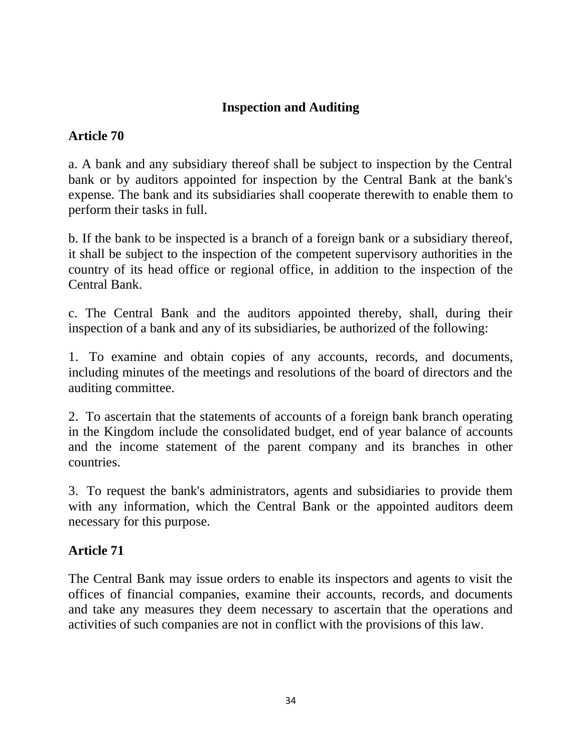## Inspection and Auditing

### Article 70

a. A bank and any subsidiary thereof shall be subject to inspection by the Central bank or by auditors appointed for inspection by the Central Bank at the bank's expense. The bank and its subsidiaries shall cooperate therewith to enable them to perform their tasks in full.

b. If the bank to be inspected is a branch of a foreign bank or a subsidiary thereof, it shall be subject to the inspection of the competent supervisory authorities in the country of its head office or regional office, in addition to the inspection of the Central Bank.

c. The Central Bank and the auditors appointed thereby, shall, during their inspection of a bank and any of its subsidiaries, be authorized of the following:

1. To examine and obtain copies of any accounts, records, and documents, including minutes of the meetings and resolutions of the board of directors and the auditing committee.

2. To ascertain that the statements of accounts of a foreign bank branch operating in the Kingdom include the consolidated budget, end of year balance of accounts and the income statement of the parent company and its branches in other countries.

3. To request the bank's administrators, agents and subsidiaries to provide them with any information, which the Central Bank or the appointed auditors deem necessary for this purpose.

### Article 71

The Central Bank may issue orders to enable its inspectors and agents to visit the offices of financial companies, examine their accounts, records, and documents and take any measures they deem necessary to ascertain that the operations and activities of such companies are not in conflict with the provisions of this law.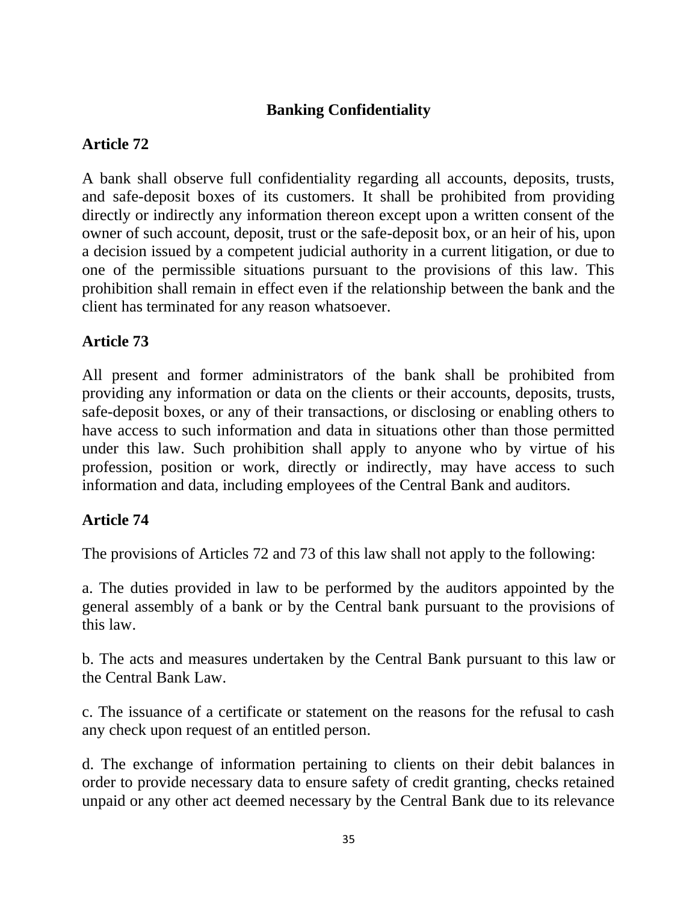## Banking Confidentiality

### Article 72

A bank shall observe full confidentiality regarding all accounts, deposits, trusts, and safe-deposit boxes of its customers. It shall be prohibited from providing directly or indirectly any information thereon except upon a written consent of the owner of such account, deposit, trust or the safe-deposit box, or an heir of his, upon a decision issued by a competent judicial authority in a current litigation, or due to one of the permissible situations pursuant to the provisions of this law. This prohibition shall remain in effect even if the relationship between the bank and the client has terminated for any reason whatsoever.

### Article 73

All present and former administrators of the bank shall be prohibited from providing any information or data on the clients or their accounts, deposits, trusts, safe-deposit boxes, or any of their transactions, or disclosing or enabling others to have access to such information and data in situations other than those permitted under this law. Such prohibition shall apply to anyone who by virtue of his profession, position or work, directly or indirectly, may have access to such information and data, including employees of the Central Bank and auditors.

### Article 74

The provisions of Articles 72 and 73 of this law shall not apply to the following:

a. The duties provided in law to be performed by the auditors appointed by the general assembly of a bank or by the Central bank pursuant to the provisions of this law.

b. The acts and measures undertaken by the Central Bank pursuant to this law or the Central Bank Law.

c. The issuance of a certificate or statement on the reasons for the refusal to cash any check upon request of an entitled person.

d. The exchange of information pertaining to clients on their debit balances in order to provide necessary data to ensure safety of credit granting, checks retained unpaid or any other act deemed necessary by the Central Bank due to its relevance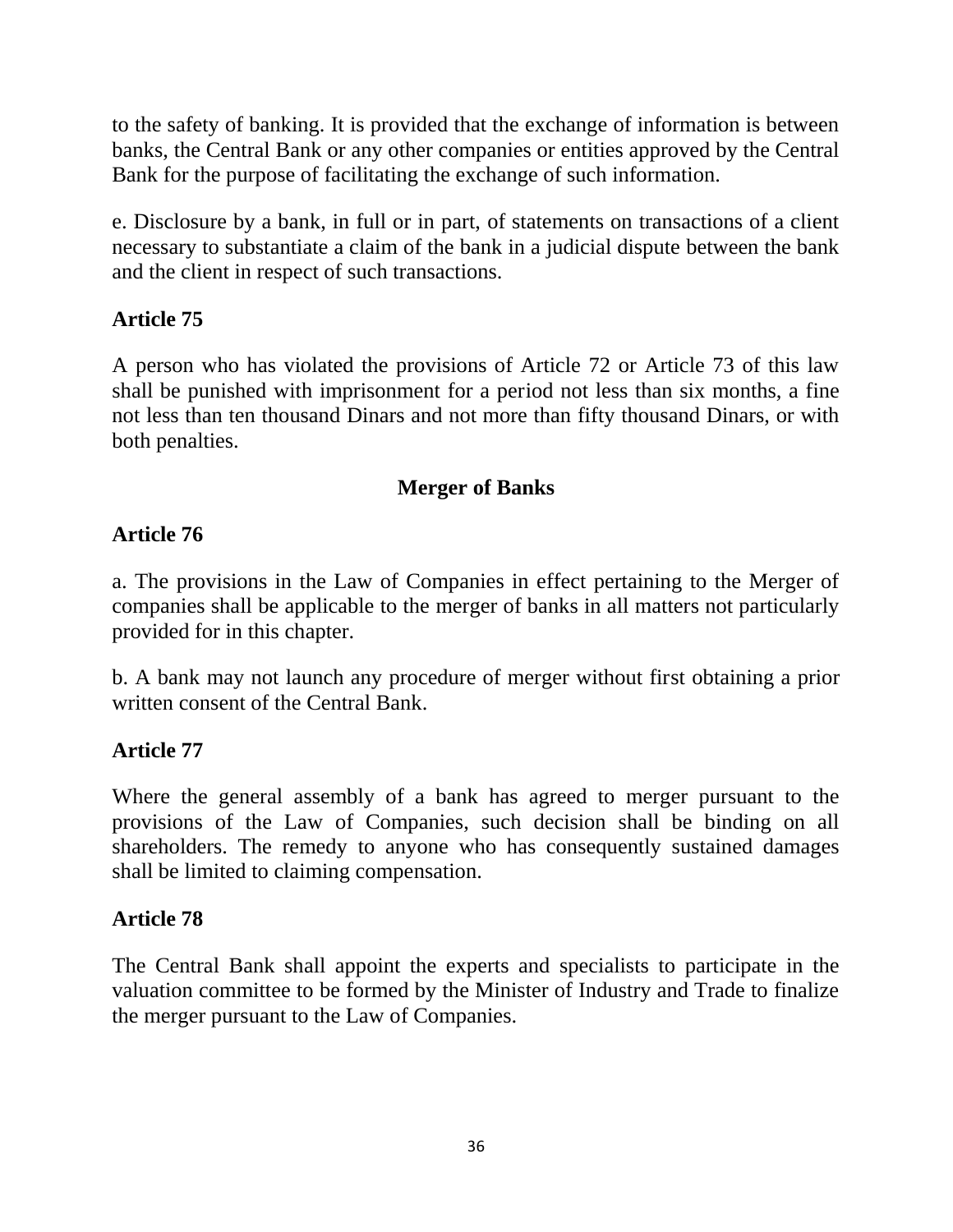to the safety of banking. It is provided that the exchange of information is between banks, the Central Bank or any other companies or entities approved by the Central Bank for the purpose of facilitating the exchange of such information.

e. Disclosure by a bank, in full or in part, of statements on transactions of a client necessary to substantiate a claim of the bank in a judicial dispute between the bank and the client in respect of such transactions.

**Article 75**

A person who has violated the provisions of Article 72 or Article 73 of this law shall be punished with imprisonment for a period not less than six months, a fine not less than ten thousand Dinars and not more than fifty thousand Dinars, or with both penalties.

## Merger of Banks

**Article 76**

a. The provisions in the Law of Companies in effect pertaining to the Merger of companies shall be applicable to the merger of banks in all matters not particularly provided for in this chapter.

b. A bank may not launch any procedure of merger without first obtaining a prior written consent of the Central Bank.

**Article 77**

Where the general assembly of a bank has agreed to merger pursuant to the provisions of the Law of Companies, such decision shall be binding on all shareholders. The remedy to anyone who has consequently sustained damages shall be limited to claiming compensation.

**Article 78**

The Central Bank shall appoint the experts and specialists to participate in the valuation committee to be formed by the Minister of Industry and Trade to finalize the merger pursuant to the Law of Companies.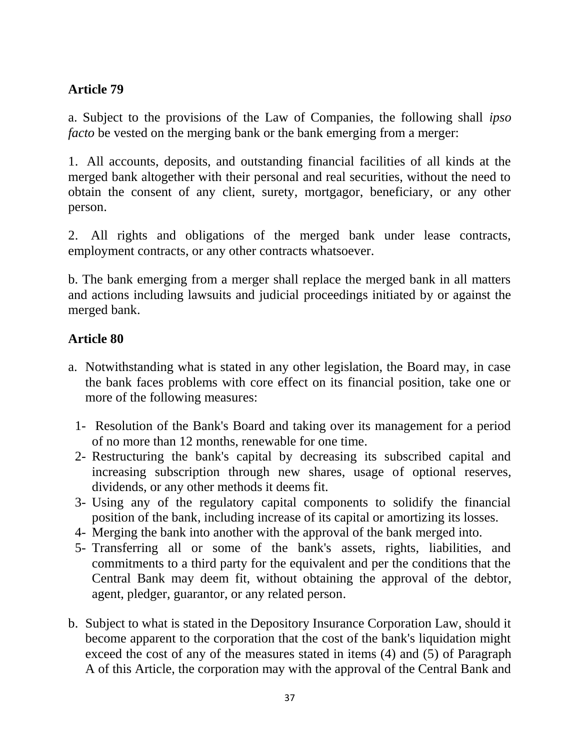**Article 79**

a. Subject to the provisions of the Law of Companies, the following shall *ipso facto* be vested on the merging bank or the bank emerging from a merger:

1. All accounts, deposits, and outstanding financial facilities of all kinds at the merged bank altogether with their personal and real securities, without the need to obtain the consent of any client, surety, mortgagor, beneficiary, or any other person.

2. All rights and obligations of the merged bank under lease contracts, employment contracts, or any other contracts whatsoever.

b. The bank emerging from a merger shall replace the merged bank in all matters and actions including lawsuits and judicial proceedings initiated by or against the merged bank.

**Article 80**

a. Notwithstanding what is stated in any other legislation, the Board may, in case the bank faces problems with core effect on its financial position, take one or more of the following measures:

   1- Resolution of the Bank's Board and taking over its management for a period of no more than 12 months, renewable for one time.
   2- Restructuring the bank's capital by decreasing its subscribed capital and increasing subscription through new shares, usage of optional reserves, dividends, or any other methods it deems fit.
   3- Using any of the regulatory capital components to solidify the financial position of the bank, including increase of its capital or amortizing its losses.
   4- Merging the bank into another with the approval of the bank merged into.
   5- Transferring all or some of the bank's assets, rights, liabilities, and commitments to a third party for the equivalent and per the conditions that the Central Bank may deem fit, without obtaining the approval of the debtor, agent, pledger, guarantor, or any related person.

b. Subject to what is stated in the Depository Insurance Corporation Law, should it become apparent to the corporation that the cost of the bank's liquidation might exceed the cost of any of the measures stated in items (4) and (5) of Paragraph A of this Article, the corporation may with the approval of the Central Bank and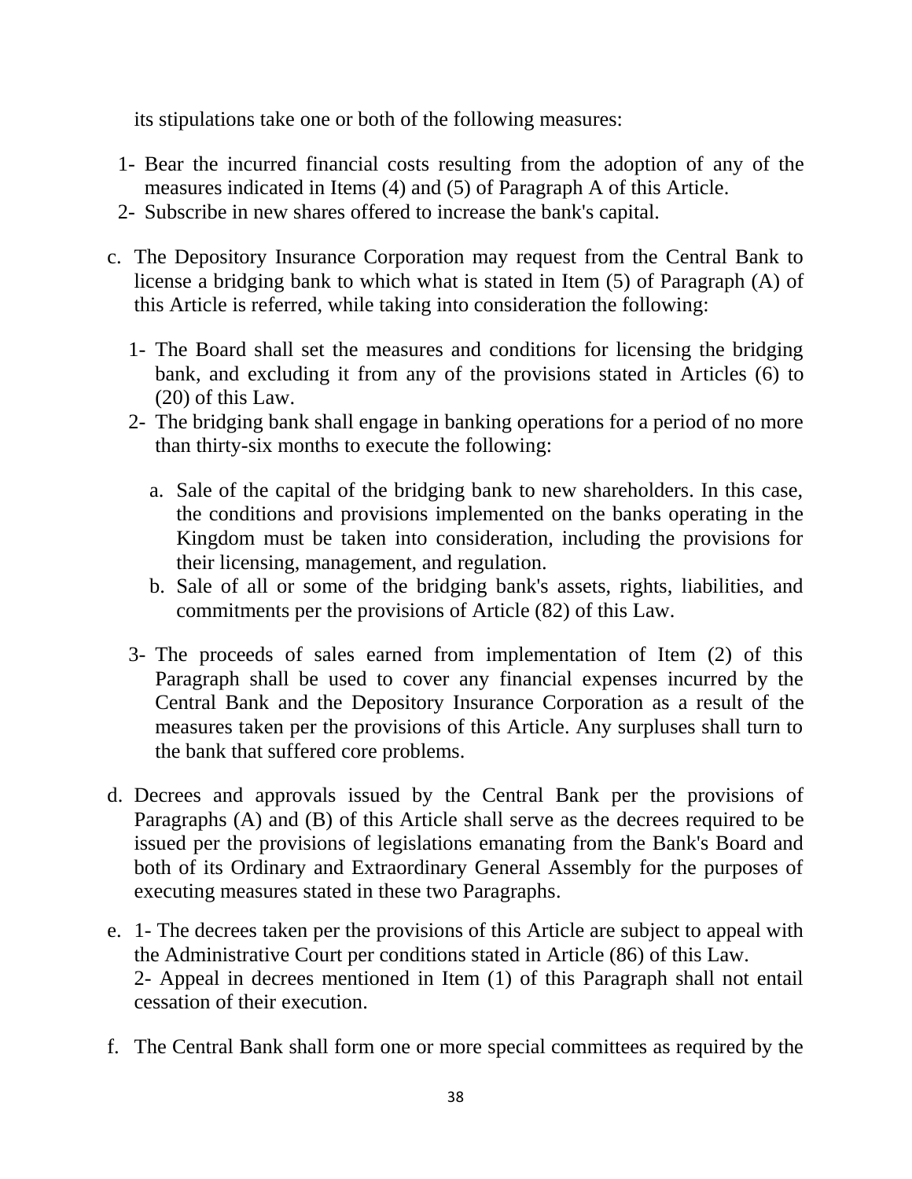its stipulations take one or both of the following measures:

1- Bear the incurred financial costs resulting from the adoption of any of the measures indicated in Items (4) and (5) of Paragraph A of this Article.
2- Subscribe in new shares offered to increase the bank's capital.

c. The Depository Insurance Corporation may request from the Central Bank to license a bridging bank to which what is stated in Item (5) of Paragraph (A) of this Article is referred, while taking into consideration the following:

   1- The Board shall set the measures and conditions for licensing the bridging bank, and excluding it from any of the provisions stated in Articles (6) to (20) of this Law.
   2- The bridging bank shall engage in banking operations for a period of no more than thirty-six months to execute the following:

      a. Sale of the capital of the bridging bank to new shareholders. In this case, the conditions and provisions implemented on the banks operating in the Kingdom must be taken into consideration, including the provisions for their licensing, management, and regulation.
      b. Sale of all or some of the bridging bank's assets, rights, liabilities, and commitments per the provisions of Article (82) of this Law.

   3- The proceeds of sales earned from implementation of Item (2) of this Paragraph shall be used to cover any financial expenses incurred by the Central Bank and the Depository Insurance Corporation as a result of the measures taken per the provisions of this Article. Any surpluses shall turn to the bank that suffered core problems.

d. Decrees and approvals issued by the Central Bank per the provisions of Paragraphs (A) and (B) of this Article shall serve as the decrees required to be issued per the provisions of legislations emanating from the Bank's Board and both of its Ordinary and Extraordinary General Assembly for the purposes of executing measures stated in these two Paragraphs.

e. 1- The decrees taken per the provisions of this Article are subject to appeal with the Administrative Court per conditions stated in Article (86) of this Law.
   2- Appeal in decrees mentioned in Item (1) of this Paragraph shall not entail cessation of their execution.

f. The Central Bank shall form one or more special committees as required by the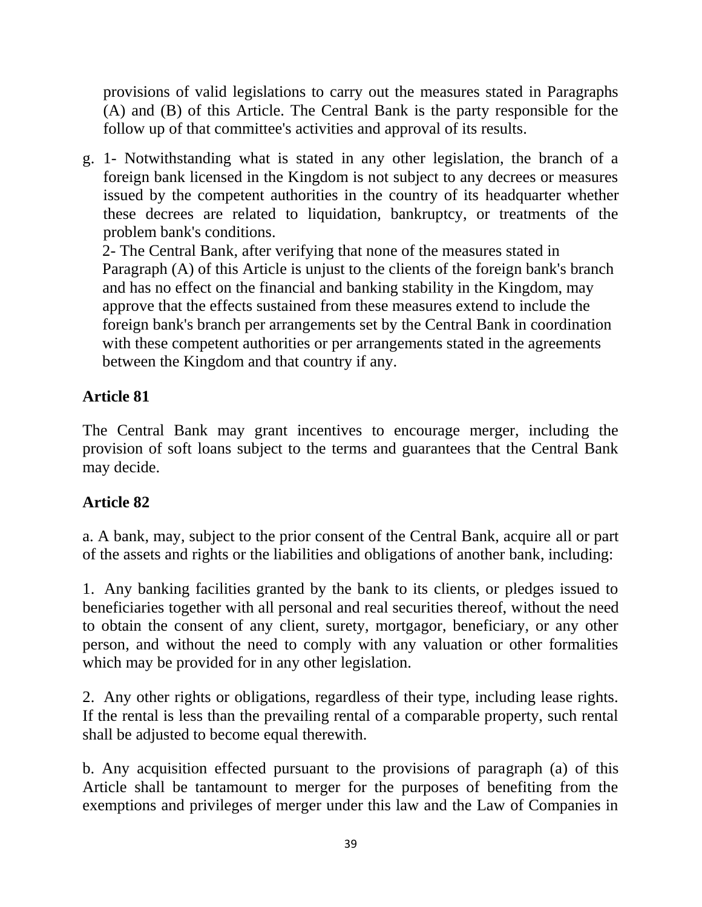provisions of valid legislations to carry out the measures stated in Paragraphs (A) and (B) of this Article. The Central Bank is the party responsible for the follow up of that committee's activities and approval of its results.

g. 1- Notwithstanding what is stated in any other legislation, the branch of a foreign bank licensed in the Kingdom is not subject to any decrees or measures issued by the competent authorities in the country of its headquarter whether these decrees are related to liquidation, bankruptcy, or treatments of the problem bank's conditions.
2- The Central Bank, after verifying that none of the measures stated in Paragraph (A) of this Article is unjust to the clients of the foreign bank's branch and has no effect on the financial and banking stability in the Kingdom, may approve that the effects sustained from these measures extend to include the foreign bank's branch per arrangements set by the Central Bank in coordination with these competent authorities or per arrangements stated in the agreements between the Kingdom and that country if any.

**Article 81**

The Central Bank may grant incentives to encourage merger, including the provision of soft loans subject to the terms and guarantees that the Central Bank may decide.

**Article 82**

a. A bank, may, subject to the prior consent of the Central Bank, acquire all or part of the assets and rights or the liabilities and obligations of another bank, including:

1. Any banking facilities granted by the bank to its clients, or pledges issued to beneficiaries together with all personal and real securities thereof, without the need to obtain the consent of any client, surety, mortgagor, beneficiary, or any other person, and without the need to comply with any valuation or other formalities which may be provided for in any other legislation.

2. Any other rights or obligations, regardless of their type, including lease rights. If the rental is less than the prevailing rental of a comparable property, such rental shall be adjusted to become equal therewith.

b. Any acquisition effected pursuant to the provisions of paragraph (a) of this Article shall be tantamount to merger for the purposes of benefiting from the exemptions and privileges of merger under this law and the Law of Companies in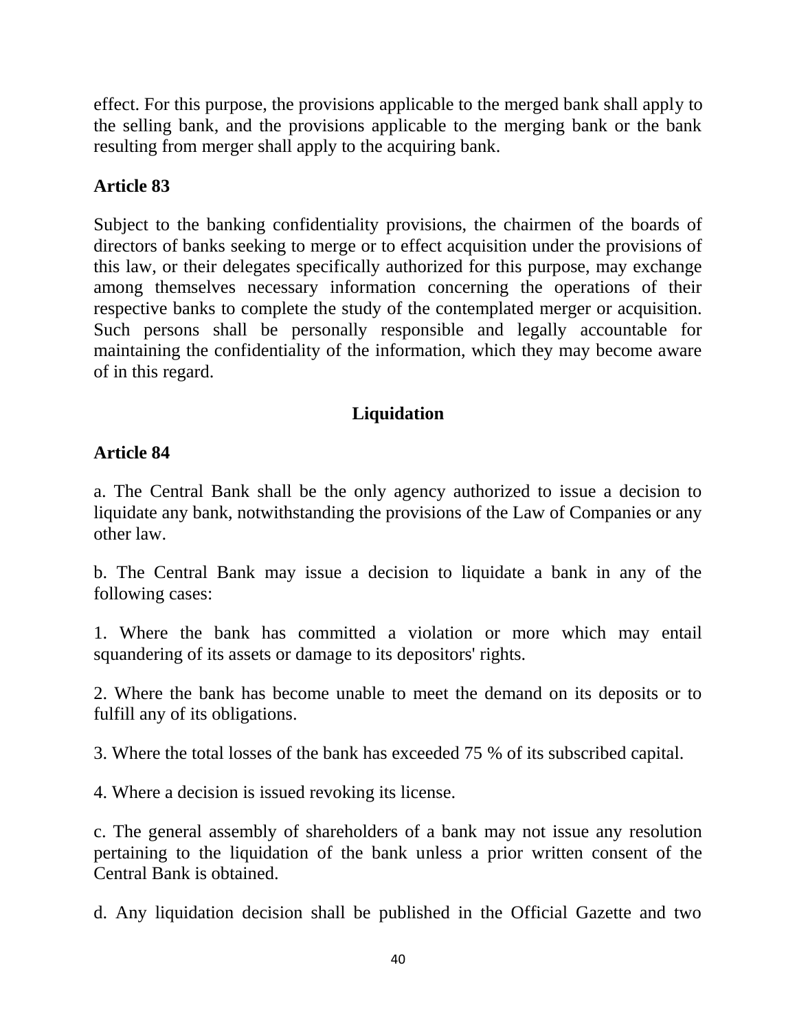effect. For this purpose, the provisions applicable to the merged bank shall apply to the selling bank, and the provisions applicable to the merging bank or the bank resulting from merger shall apply to the acquiring bank.

**Article 83**

Subject to the banking confidentiality provisions, the chairmen of the boards of directors of banks seeking to merge or to effect acquisition under the provisions of this law, or their delegates specifically authorized for this purpose, may exchange among themselves necessary information concerning the operations of their respective banks to complete the study of the contemplated merger or acquisition. Such persons shall be personally responsible and legally accountable for maintaining the confidentiality of the information, which they may become aware of in this regard.

## Liquidation

**Article 84**

a. The Central Bank shall be the only agency authorized to issue a decision to liquidate any bank, notwithstanding the provisions of the Law of Companies or any other law.

b. The Central Bank may issue a decision to liquidate a bank in any of the following cases:

1. Where the bank has committed a violation or more which may entail squandering of its assets or damage to its depositors' rights.

2. Where the bank has become unable to meet the demand on its deposits or to fulfill any of its obligations.

3. Where the total losses of the bank has exceeded 75 % of its subscribed capital.

4. Where a decision is issued revoking its license.

c. The general assembly of shareholders of a bank may not issue any resolution pertaining to the liquidation of the bank unless a prior written consent of the Central Bank is obtained.

d. Any liquidation decision shall be published in the Official Gazette and two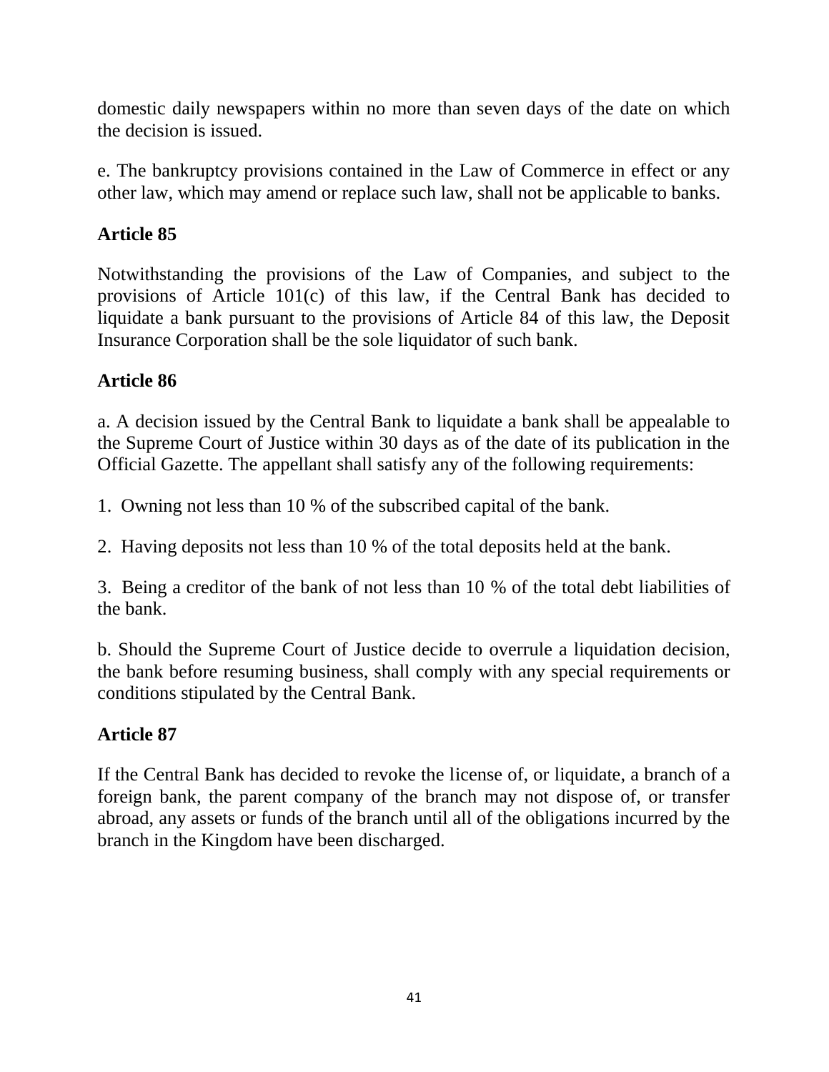domestic daily newspapers within no more than seven days of the date on which the decision is issued.

e. The bankruptcy provisions contained in the Law of Commerce in effect or any other law, which may amend or replace such law, shall not be applicable to banks.

**Article 85**

Notwithstanding the provisions of the Law of Companies, and subject to the provisions of Article 101(c) of this law, if the Central Bank has decided to liquidate a bank pursuant to the provisions of Article 84 of this law, the Deposit Insurance Corporation shall be the sole liquidator of such bank.

**Article 86**

a. A decision issued by the Central Bank to liquidate a bank shall be appealable to the Supreme Court of Justice within 30 days as of the date of its publication in the Official Gazette. The appellant shall satisfy any of the following requirements:

1. Owning not less than 10 % of the subscribed capital of the bank.

2. Having deposits not less than 10 % of the total deposits held at the bank.

3. Being a creditor of the bank of not less than 10 % of the total debt liabilities of the bank.

b. Should the Supreme Court of Justice decide to overrule a liquidation decision, the bank before resuming business, shall comply with any special requirements or conditions stipulated by the Central Bank.

**Article 87**

If the Central Bank has decided to revoke the license of, or liquidate, a branch of a foreign bank, the parent company of the branch may not dispose of, or transfer abroad, any assets or funds of the branch until all of the obligations incurred by the branch in the Kingdom have been discharged.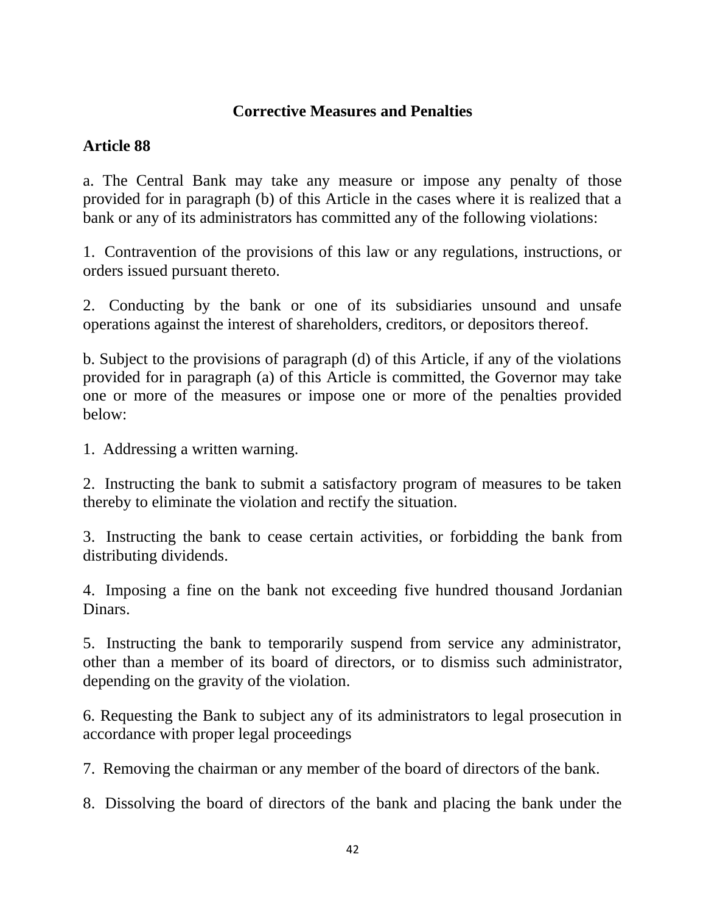## Corrective Measures and Penalties

### Article 88

a. The Central Bank may take any measure or impose any penalty of those provided for in paragraph (b) of this Article in the cases where it is realized that a bank or any of its administrators has committed any of the following violations:

1. Contravention of the provisions of this law or any regulations, instructions, or orders issued pursuant thereto.

2. Conducting by the bank or one of its subsidiaries unsound and unsafe operations against the interest of shareholders, creditors, or depositors thereof.

b. Subject to the provisions of paragraph (d) of this Article, if any of the violations provided for in paragraph (a) of this Article is committed, the Governor may take one or more of the measures or impose one or more of the penalties provided below:

1. Addressing a written warning.

2. Instructing the bank to submit a satisfactory program of measures to be taken thereby to eliminate the violation and rectify the situation.

3. Instructing the bank to cease certain activities, or forbidding the bank from distributing dividends.

4. Imposing a fine on the bank not exceeding five hundred thousand Jordanian Dinars.

5. Instructing the bank to temporarily suspend from service any administrator, other than a member of its board of directors, or to dismiss such administrator, depending on the gravity of the violation.

6. Requesting the Bank to subject any of its administrators to legal prosecution in accordance with proper legal proceedings

7. Removing the chairman or any member of the board of directors of the bank.

8. Dissolving the board of directors of the bank and placing the bank under the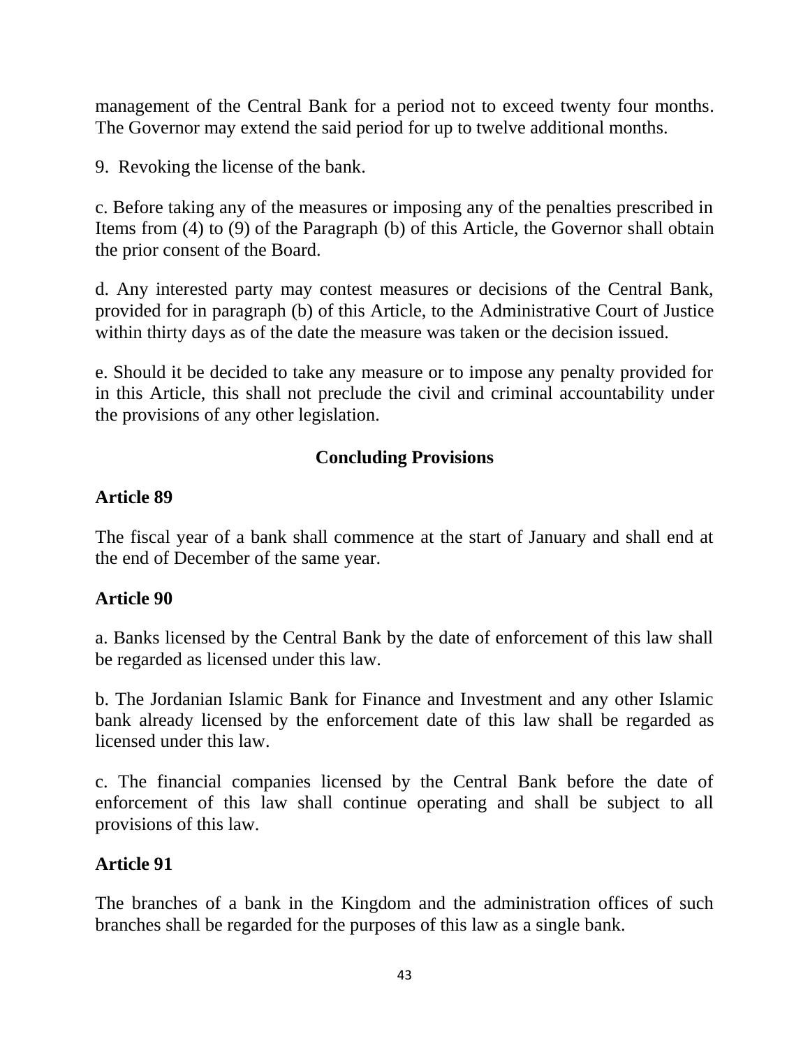management of the Central Bank for a period not to exceed twenty four months. The Governor may extend the said period for up to twelve additional months.

9. Revoking the license of the bank.

c. Before taking any of the measures or imposing any of the penalties prescribed in Items from (4) to (9) of the Paragraph (b) of this Article, the Governor shall obtain the prior consent of the Board.

d. Any interested party may contest measures or decisions of the Central Bank, provided for in paragraph (b) of this Article, to the Administrative Court of Justice within thirty days as of the date the measure was taken or the decision issued.

e. Should it be decided to take any measure or to impose any penalty provided for in this Article, this shall not preclude the civil and criminal accountability under the provisions of any other legislation.

## Concluding Provisions

### Article 89

The fiscal year of a bank shall commence at the start of January and shall end at the end of December of the same year.

### Article 90

a. Banks licensed by the Central Bank by the date of enforcement of this law shall be regarded as licensed under this law.

b. The Jordanian Islamic Bank for Finance and Investment and any other Islamic bank already licensed by the enforcement date of this law shall be regarded as licensed under this law.

c. The financial companies licensed by the Central Bank before the date of enforcement of this law shall continue operating and shall be subject to all provisions of this law.

### Article 91

The branches of a bank in the Kingdom and the administration offices of such branches shall be regarded for the purposes of this law as a single bank.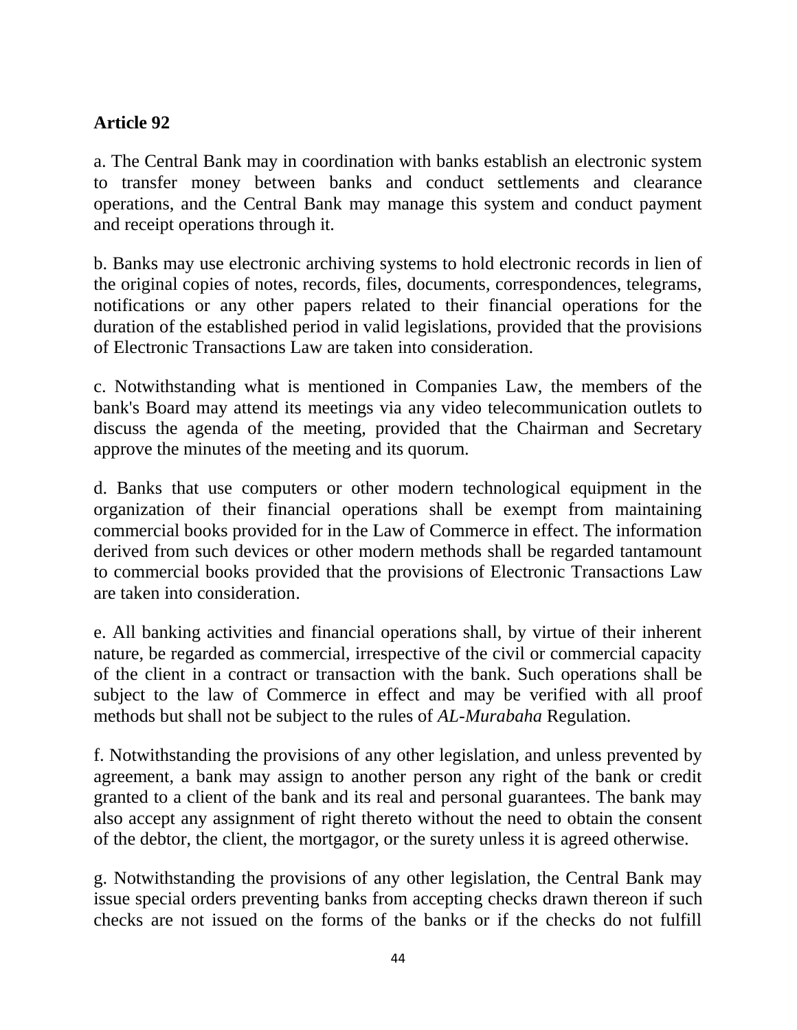**Article 92**

a. The Central Bank may in coordination with banks establish an electronic system to transfer money between banks and conduct settlements and clearance operations, and the Central Bank may manage this system and conduct payment and receipt operations through it.

b. Banks may use electronic archiving systems to hold electronic records in lien of the original copies of notes, records, files, documents, correspondences, telegrams, notifications or any other papers related to their financial operations for the duration of the established period in valid legislations, provided that the provisions of Electronic Transactions Law are taken into consideration.

c. Notwithstanding what is mentioned in Companies Law, the members of the bank's Board may attend its meetings via any video telecommunication outlets to discuss the agenda of the meeting, provided that the Chairman and Secretary approve the minutes of the meeting and its quorum.

d. Banks that use computers or other modern technological equipment in the organization of their financial operations shall be exempt from maintaining commercial books provided for in the Law of Commerce in effect. The information derived from such devices or other modern methods shall be regarded tantamount to commercial books provided that the provisions of Electronic Transactions Law are taken into consideration.

e. All banking activities and financial operations shall, by virtue of their inherent nature, be regarded as commercial, irrespective of the civil or commercial capacity of the client in a contract or transaction with the bank. Such operations shall be subject to the law of Commerce in effect and may be verified with all proof methods but shall not be subject to the rules of *AL-Murabaha* Regulation.

f. Notwithstanding the provisions of any other legislation, and unless prevented by agreement, a bank may assign to another person any right of the bank or credit granted to a client of the bank and its real and personal guarantees. The bank may also accept any assignment of right thereto without the need to obtain the consent of the debtor, the client, the mortgagor, or the surety unless it is agreed otherwise.

g. Notwithstanding the provisions of any other legislation, the Central Bank may issue special orders preventing banks from accepting checks drawn thereon if such checks are not issued on the forms of the banks or if the checks do not fulfill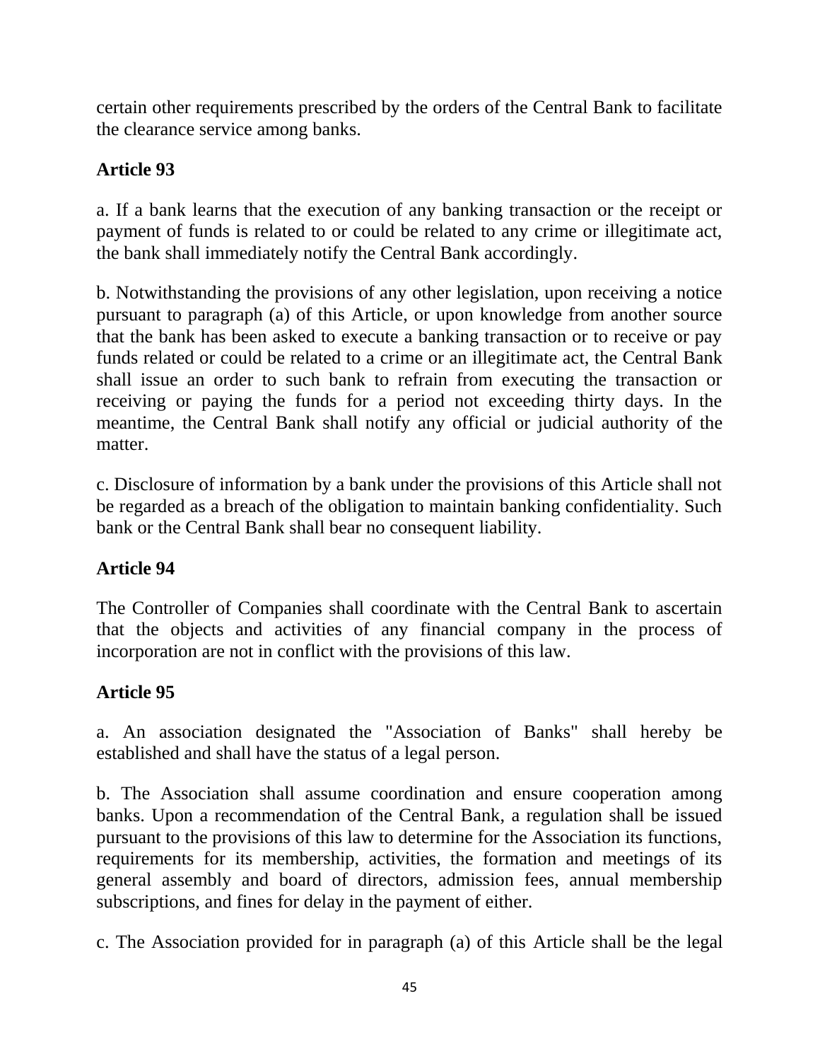certain other requirements prescribed by the orders of the Central Bank to facilitate the clearance service among banks.

**Article 93**

a. If a bank learns that the execution of any banking transaction or the receipt or payment of funds is related to or could be related to any crime or illegitimate act, the bank shall immediately notify the Central Bank accordingly.

b. Notwithstanding the provisions of any other legislation, upon receiving a notice pursuant to paragraph (a) of this Article, or upon knowledge from another source that the bank has been asked to execute a banking transaction or to receive or pay funds related or could be related to a crime or an illegitimate act, the Central Bank shall issue an order to such bank to refrain from executing the transaction or receiving or paying the funds for a period not exceeding thirty days. In the meantime, the Central Bank shall notify any official or judicial authority of the matter.

c. Disclosure of information by a bank under the provisions of this Article shall not be regarded as a breach of the obligation to maintain banking confidentiality. Such bank or the Central Bank shall bear no consequent liability.

**Article 94**

The Controller of Companies shall coordinate with the Central Bank to ascertain that the objects and activities of any financial company in the process of incorporation are not in conflict with the provisions of this law.

**Article 95**

a. An association designated the "Association of Banks" shall hereby be established and shall have the status of a legal person.

b. The Association shall assume coordination and ensure cooperation among banks. Upon a recommendation of the Central Bank, a regulation shall be issued pursuant to the provisions of this law to determine for the Association its functions, requirements for its membership, activities, the formation and meetings of its general assembly and board of directors, admission fees, annual membership subscriptions, and fines for delay in the payment of either.

c. The Association provided for in paragraph (a) of this Article shall be the legal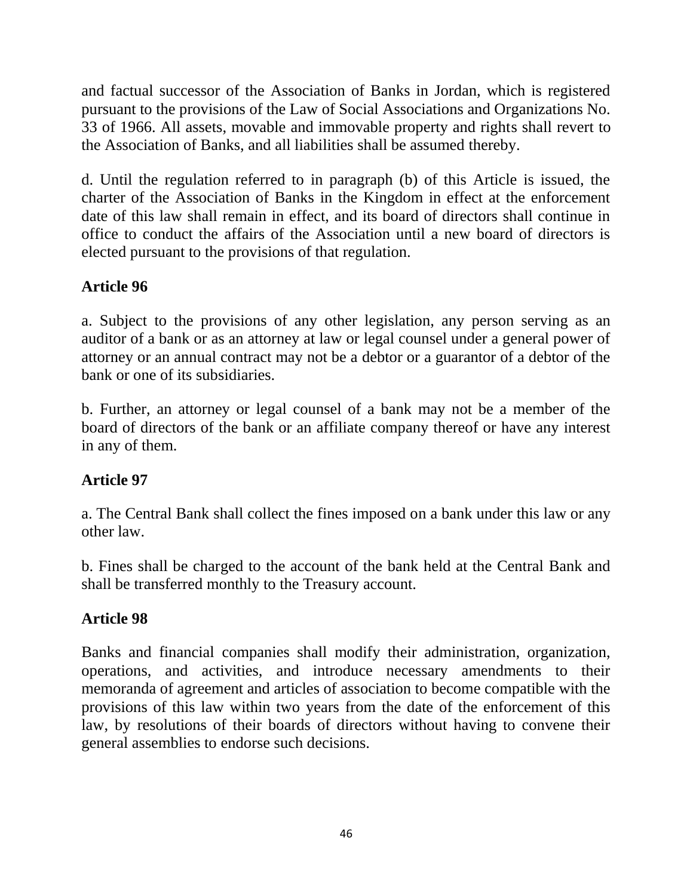and factual successor of the Association of Banks in Jordan, which is registered pursuant to the provisions of the Law of Social Associations and Organizations No. 33 of 1966. All assets, movable and immovable property and rights shall revert to the Association of Banks, and all liabilities shall be assumed thereby.

d. Until the regulation referred to in paragraph (b) of this Article is issued, the charter of the Association of Banks in the Kingdom in effect at the enforcement date of this law shall remain in effect, and its board of directors shall continue in office to conduct the affairs of the Association until a new board of directors is elected pursuant to the provisions of that regulation.

**Article 96**

a. Subject to the provisions of any other legislation, any person serving as an auditor of a bank or as an attorney at law or legal counsel under a general power of attorney or an annual contract may not be a debtor or a guarantor of a debtor of the bank or one of its subsidiaries.

b. Further, an attorney or legal counsel of a bank may not be a member of the board of directors of the bank or an affiliate company thereof or have any interest in any of them.

**Article 97**

a. The Central Bank shall collect the fines imposed on a bank under this law or any other law.

b. Fines shall be charged to the account of the bank held at the Central Bank and shall be transferred monthly to the Treasury account.

**Article 98**

Banks and financial companies shall modify their administration, organization, operations, and activities, and introduce necessary amendments to their memoranda of agreement and articles of association to become compatible with the provisions of this law within two years from the date of the enforcement of this law, by resolutions of their boards of directors without having to convene their general assemblies to endorse such decisions.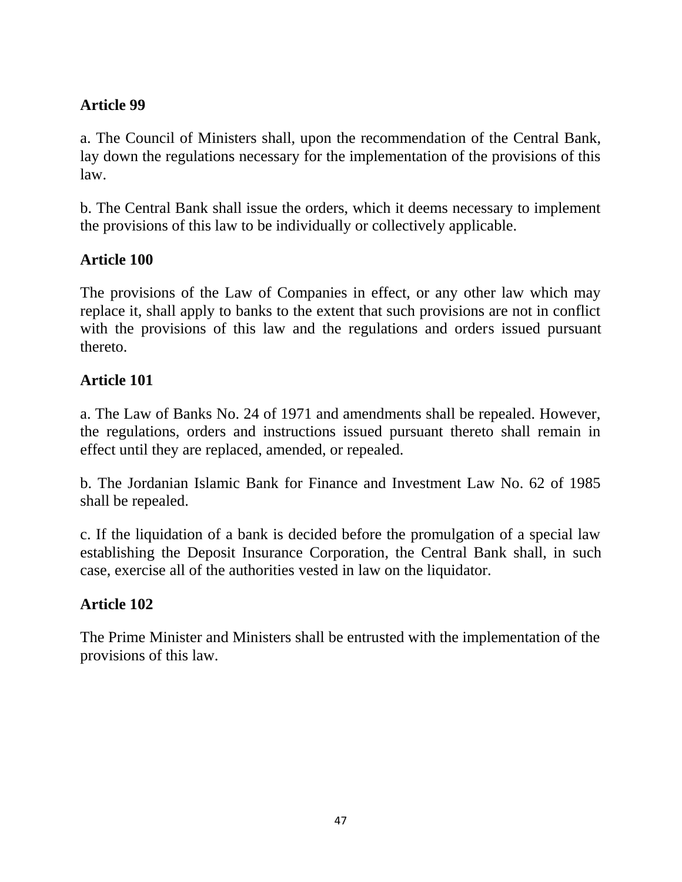**Article 99**

a. The Council of Ministers shall, upon the recommendation of the Central Bank, lay down the regulations necessary for the implementation of the provisions of this law.

b. The Central Bank shall issue the orders, which it deems necessary to implement the provisions of this law to be individually or collectively applicable.

**Article 100**

The provisions of the Law of Companies in effect, or any other law which may replace it, shall apply to banks to the extent that such provisions are not in conflict with the provisions of this law and the regulations and orders issued pursuant thereto.

**Article 101**

a. The Law of Banks No. 24 of 1971 and amendments shall be repealed. However, the regulations, orders and instructions issued pursuant thereto shall remain in effect until they are replaced, amended, or repealed.

b. The Jordanian Islamic Bank for Finance and Investment Law No. 62 of 1985 shall be repealed.

c. If the liquidation of a bank is decided before the promulgation of a special law establishing the Deposit Insurance Corporation, the Central Bank shall, in such case, exercise all of the authorities vested in law on the liquidator.

**Article 102**

The Prime Minister and Ministers shall be entrusted with the implementation of the provisions of this law.